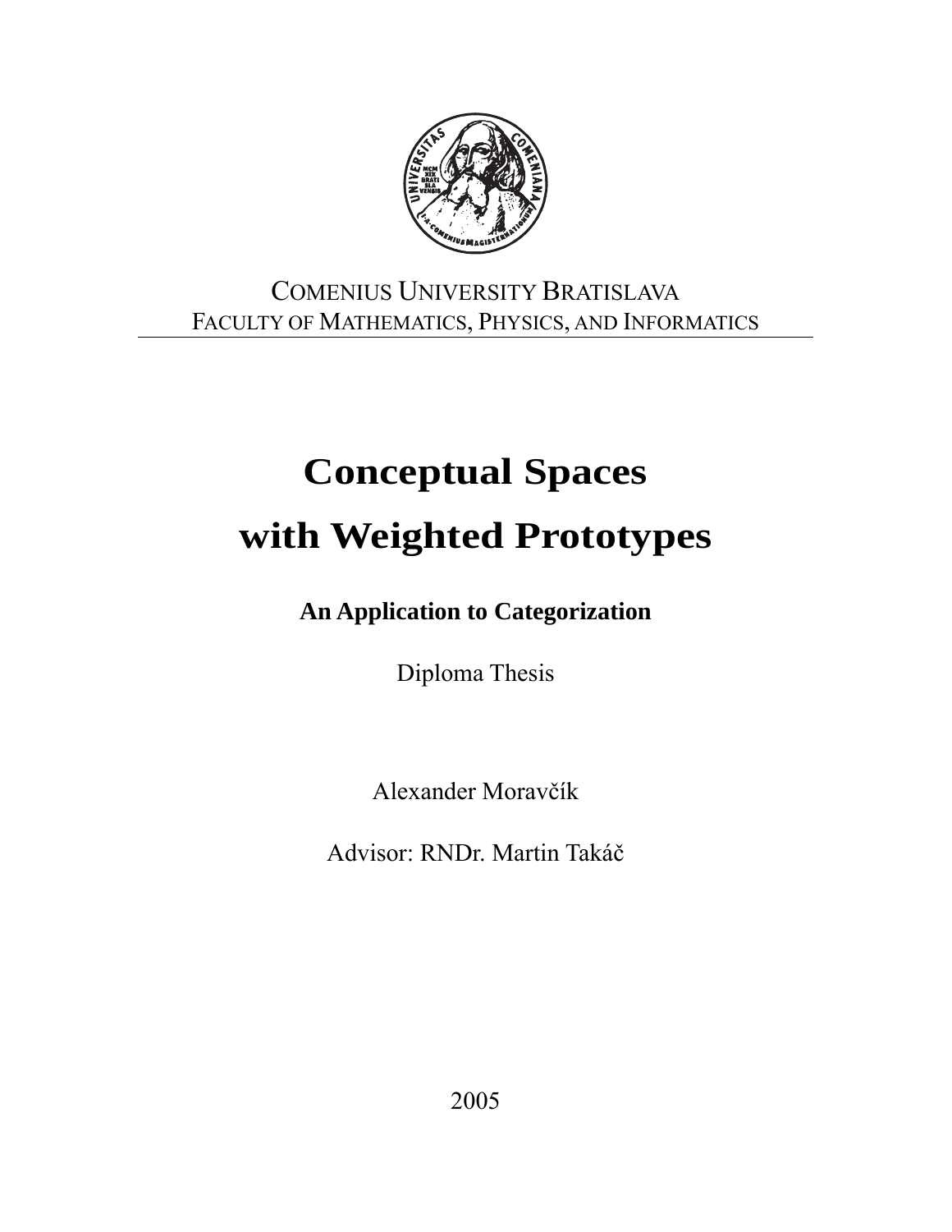COMENIUS UNIVERSITY BRATISLAVA
FACULTY OF MATHEMATICS, PHYSICS, AND INFORMATICS

# Conceptual Spaces with Weighted Prototypes

**An Application to Categorization**

Diploma Thesis

Alexander Moravčík

Advisor: RNDr. Martin Takáč

2005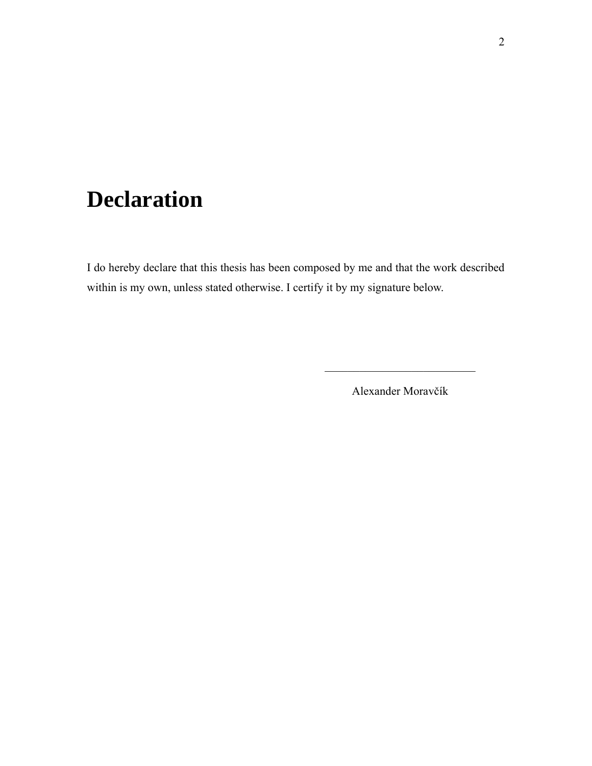# Declaration

I do hereby declare that this thesis has been composed by me and that the work described within is my own, unless stated otherwise. I certify it by my signature below.

\_\_\_\_\_\_\_\_\_\_\_\_\_\_\_\_\_\_\_\_\_\_\_\_\_\_\_

Alexander Moravčík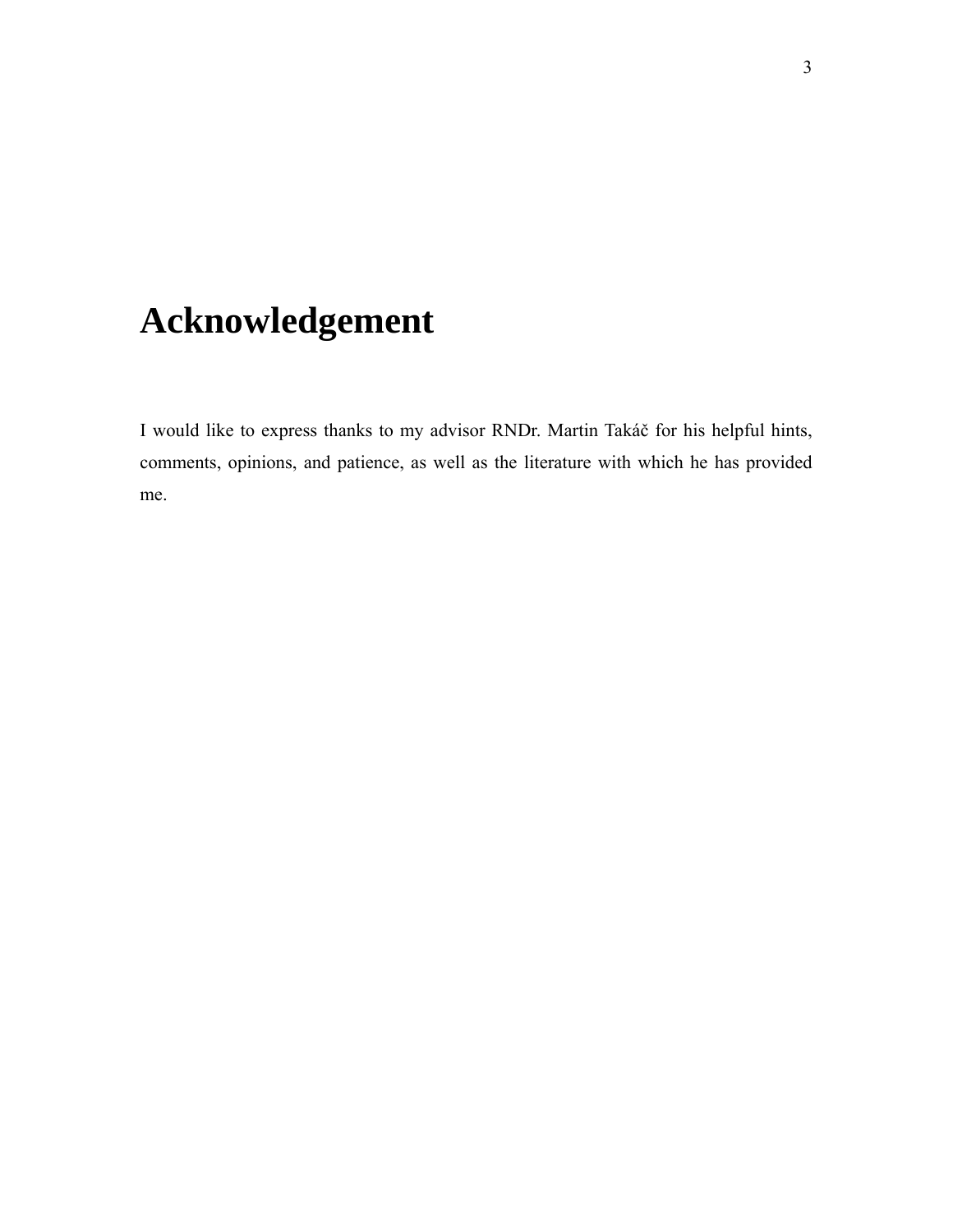# Acknowledgement

I would like to express thanks to my advisor RNDr. Martin Takáč for his helpful hints, comments, opinions, and patience, as well as the literature with which he has provided me.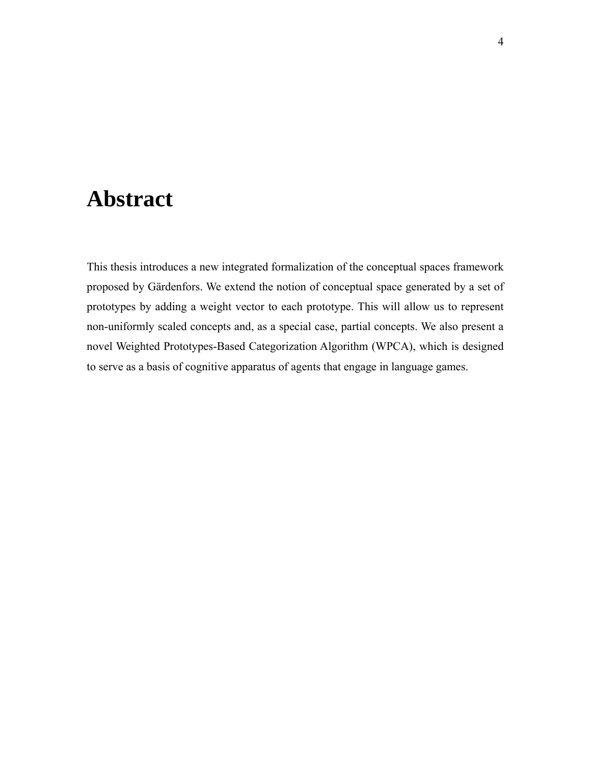# Abstract

This thesis introduces a new integrated formalization of the conceptual spaces framework proposed by Gärdenfors. We extend the notion of conceptual space generated by a set of prototypes by adding a weight vector to each prototype. This will allow us to represent non-uniformly scaled concepts and, as a special case, partial concepts. We also present a novel Weighted Prototypes-Based Categorization Algorithm (WPCA), which is designed to serve as a basis of cognitive apparatus of agents that engage in language games.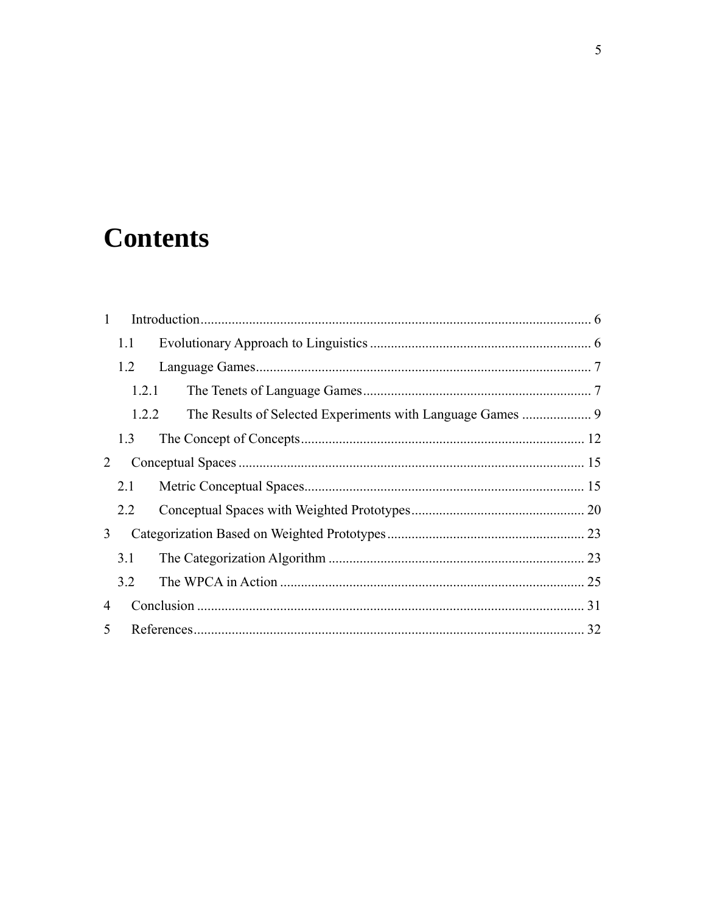# Contents

1 Introduction ................................................................................................................. 6

  1.1 Evolutionary Approach to Linguistics ................................................................ 6

  1.2 Language Games ................................................................................................. 7

    1.2.1 The Tenets of Language Games .................................................................. 7

    1.2.2 The Results of Selected Experiments with Language Games .................... 9

  1.3 The Concept of Concepts .................................................................................. 12

2 Conceptual Spaces .................................................................................................... 15

  2.1 Metric Conceptual Spaces ................................................................................. 15

  2.2 Conceptual Spaces with Weighted Prototypes .................................................. 20

3 Categorization Based on Weighted Prototypes ......................................................... 23

  3.1 The Categorization Algorithm .......................................................................... 23

  3.2 The WPCA in Action ........................................................................................ 25

4 Conclusion ................................................................................................................ 31

5 References ................................................................................................................. 32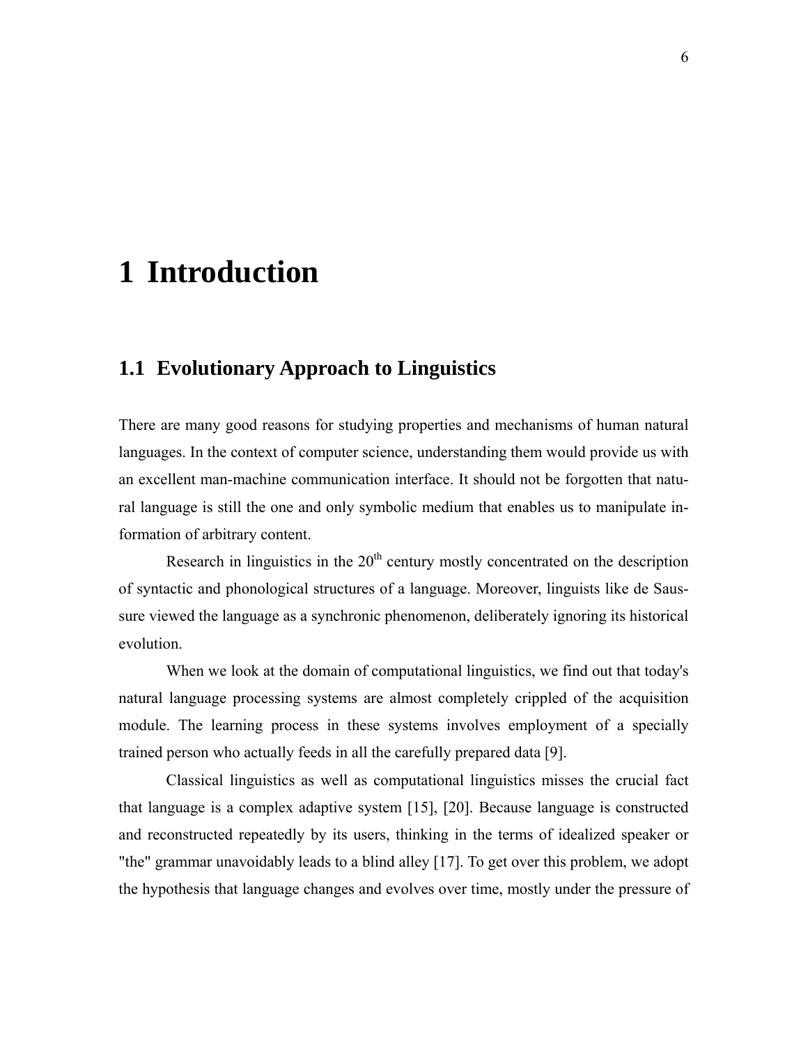# 1 Introduction

## 1.1 Evolutionary Approach to Linguistics

There are many good reasons for studying properties and mechanisms of human natural languages. In the context of computer science, understanding them would provide us with an excellent man-machine communication interface. It should not be forgotten that natural language is still the one and only symbolic medium that enables us to manipulate information of arbitrary content.

Research in linguistics in the 20th century mostly concentrated on the description of syntactic and phonological structures of a language. Moreover, linguists like de Saussure viewed the language as a synchronic phenomenon, deliberately ignoring its historical evolution.

When we look at the domain of computational linguistics, we find out that today's natural language processing systems are almost completely crippled of the acquisition module. The learning process in these systems involves employment of a specially trained person who actually feeds in all the carefully prepared data [9].

Classical linguistics as well as computational linguistics misses the crucial fact that language is a complex adaptive system [15], [20]. Because language is constructed and reconstructed repeatedly by its users, thinking in the terms of idealized speaker or "the" grammar unavoidably leads to a blind alley [17]. To get over this problem, we adopt the hypothesis that language changes and evolves over time, mostly under the pressure of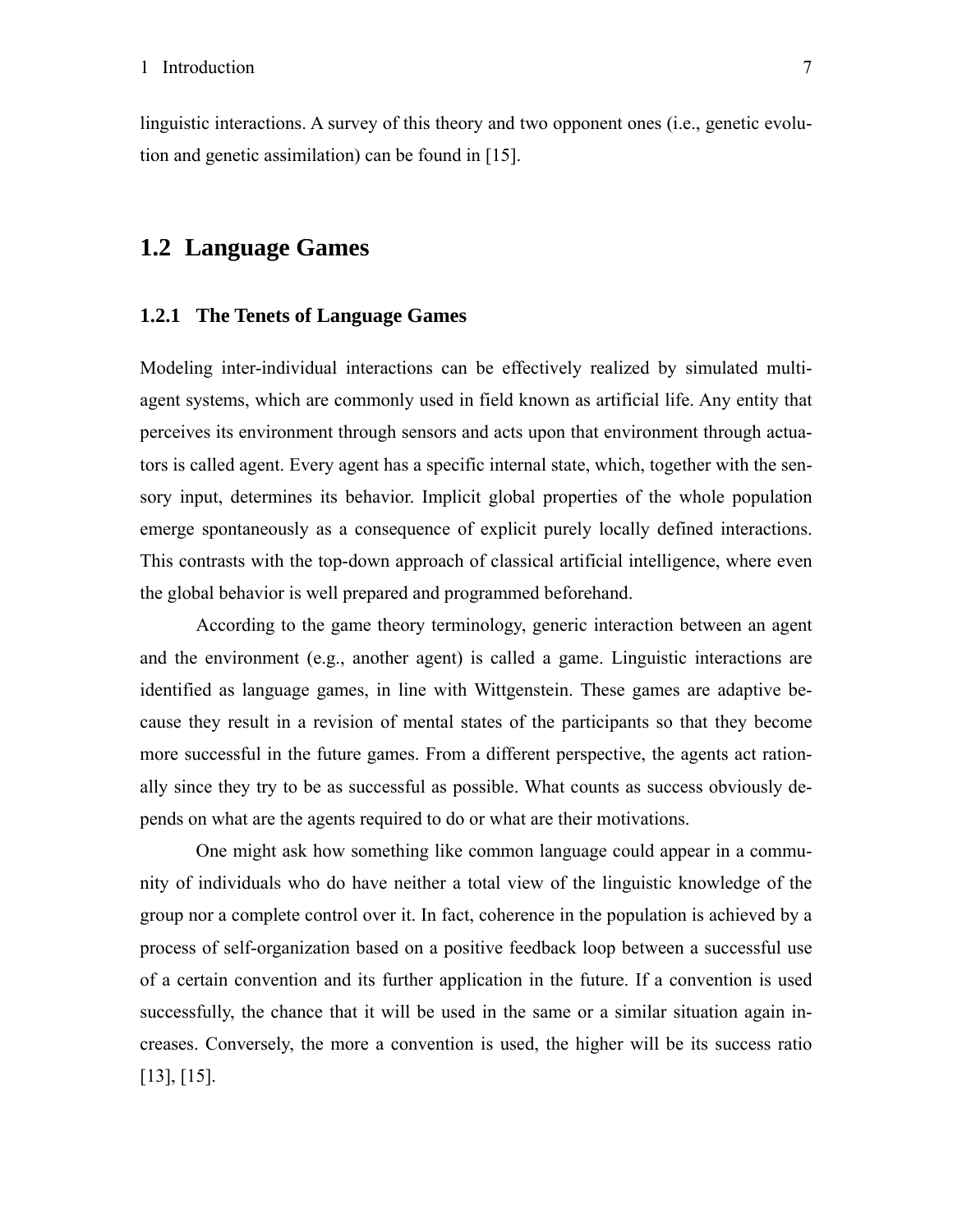linguistic interactions. A survey of this theory and two opponent ones (i.e., genetic evolution and genetic assimilation) can be found in [15].

## 1.2 Language Games

### 1.2.1 The Tenets of Language Games

Modeling inter-individual interactions can be effectively realized by simulated multi-agent systems, which are commonly used in field known as artificial life. Any entity that perceives its environment through sensors and acts upon that environment through actuators is called agent. Every agent has a specific internal state, which, together with the sensory input, determines its behavior. Implicit global properties of the whole population emerge spontaneously as a consequence of explicit purely locally defined interactions. This contrasts with the top-down approach of classical artificial intelligence, where even the global behavior is well prepared and programmed beforehand.

According to the game theory terminology, generic interaction between an agent and the environment (e.g., another agent) is called a game. Linguistic interactions are identified as language games, in line with Wittgenstein. These games are adaptive because they result in a revision of mental states of the participants so that they become more successful in the future games. From a different perspective, the agents act rationally since they try to be as successful as possible. What counts as success obviously depends on what are the agents required to do or what are their motivations.

One might ask how something like common language could appear in a community of individuals who do have neither a total view of the linguistic knowledge of the group nor a complete control over it. In fact, coherence in the population is achieved by a process of self-organization based on a positive feedback loop between a successful use of a certain convention and its further application in the future. If a convention is used successfully, the chance that it will be used in the same or a similar situation again increases. Conversely, the more a convention is used, the higher will be its success ratio [13], [15].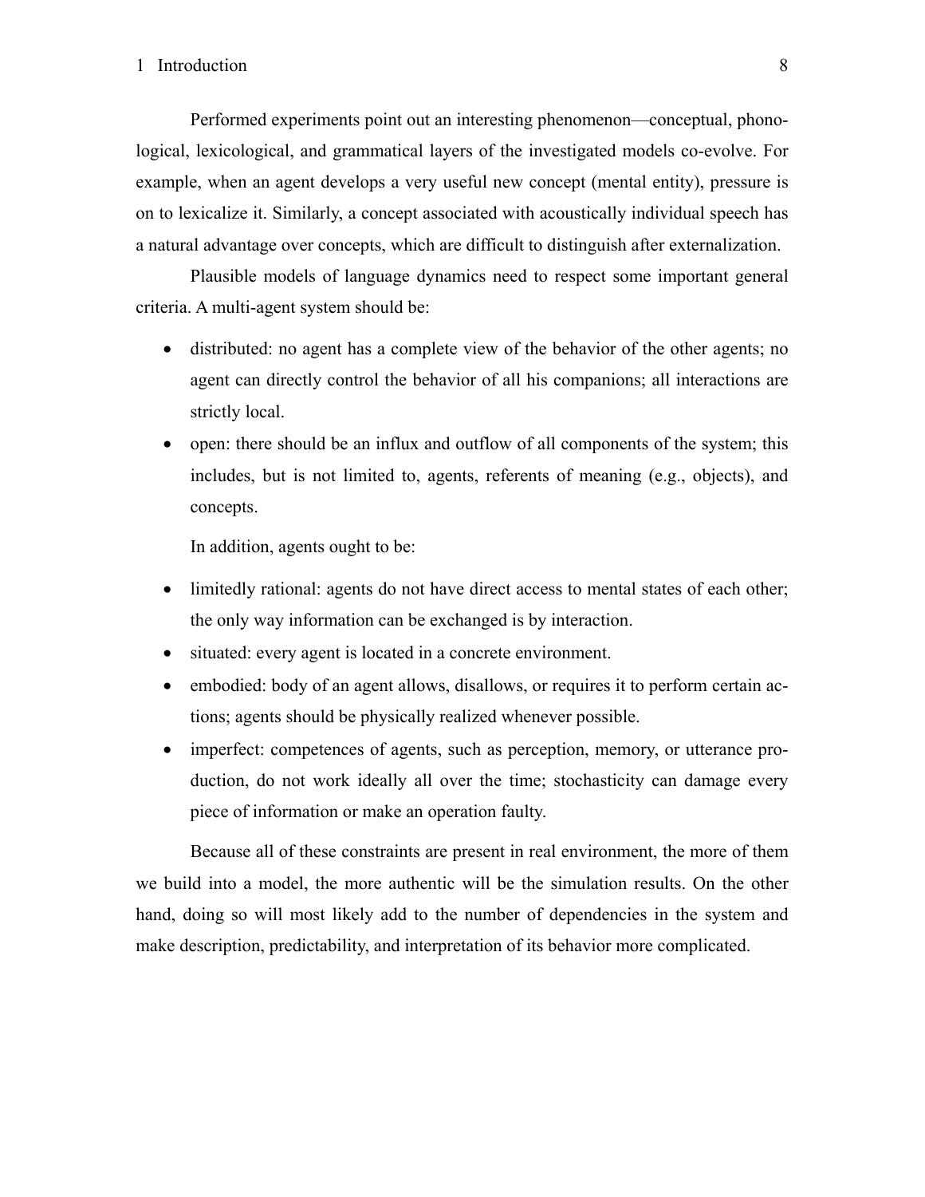Performed experiments point out an interesting phenomenon—conceptual, phonological, lexicological, and grammatical layers of the investigated models co-evolve. For example, when an agent develops a very useful new concept (mental entity), pressure is on to lexicalize it. Similarly, a concept associated with acoustically individual speech has a natural advantage over concepts, which are difficult to distinguish after externalization.

Plausible models of language dynamics need to respect some important general criteria. A multi-agent system should be:

- distributed: no agent has a complete view of the behavior of the other agents; no agent can directly control the behavior of all his companions; all interactions are strictly local.
- open: there should be an influx and outflow of all components of the system; this includes, but is not limited to, agents, referents of meaning (e.g., objects), and concepts.

In addition, agents ought to be:

- limitedly rational: agents do not have direct access to mental states of each other; the only way information can be exchanged is by interaction.
- situated: every agent is located in a concrete environment.
- embodied: body of an agent allows, disallows, or requires it to perform certain actions; agents should be physically realized whenever possible.
- imperfect: competences of agents, such as perception, memory, or utterance production, do not work ideally all over the time; stochasticity can damage every piece of information or make an operation faulty.

Because all of these constraints are present in real environment, the more of them we build into a model, the more authentic will be the simulation results. On the other hand, doing so will most likely add to the number of dependencies in the system and make description, predictability, and interpretation of its behavior more complicated.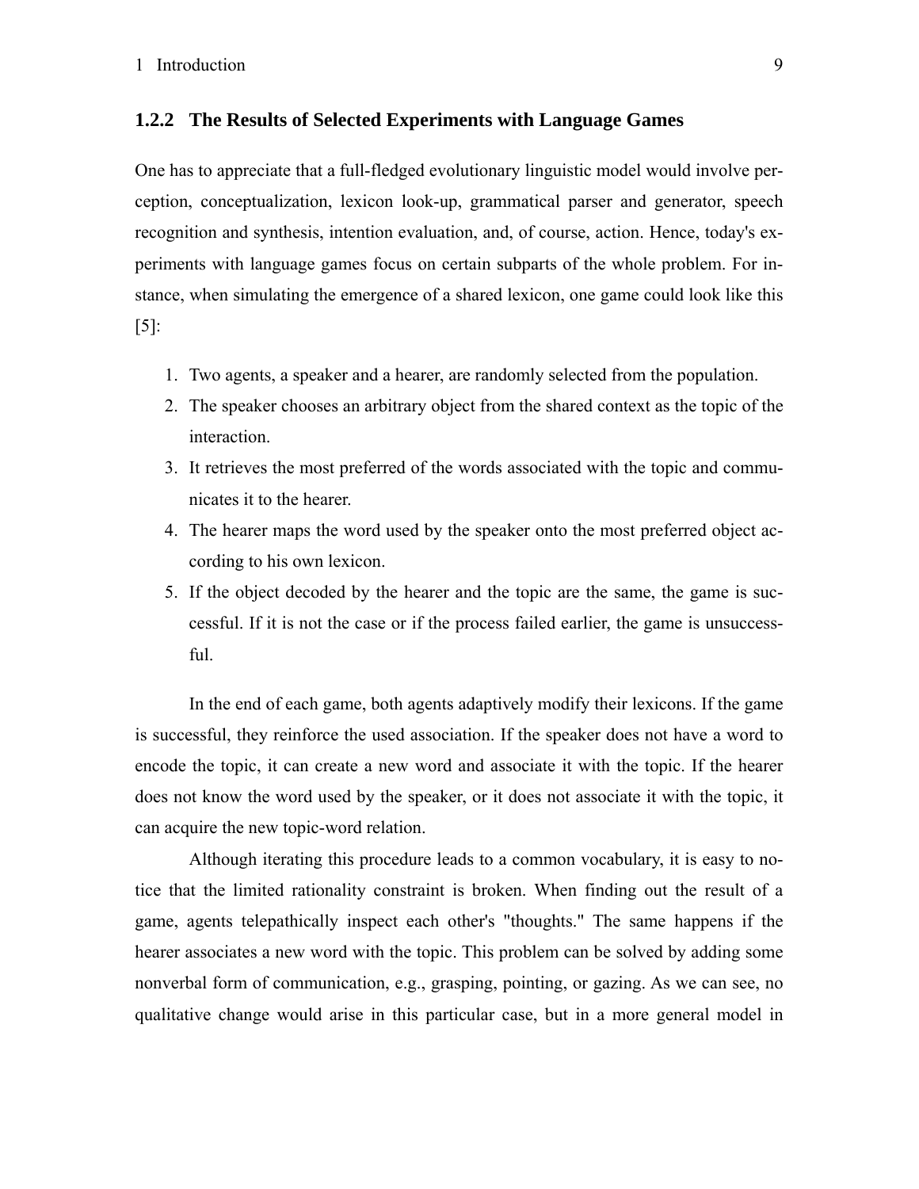### 1.2.2 The Results of Selected Experiments with Language Games

One has to appreciate that a full-fledged evolutionary linguistic model would involve perception, conceptualization, lexicon look-up, grammatical parser and generator, speech recognition and synthesis, intention evaluation, and, of course, action. Hence, today's experiments with language games focus on certain subparts of the whole problem. For instance, when simulating the emergence of a shared lexicon, one game could look like this [5]:

1. Two agents, a speaker and a hearer, are randomly selected from the population.
2. The speaker chooses an arbitrary object from the shared context as the topic of the interaction.
3. It retrieves the most preferred of the words associated with the topic and communicates it to the hearer.
4. The hearer maps the word used by the speaker onto the most preferred object according to his own lexicon.
5. If the object decoded by the hearer and the topic are the same, the game is successful. If it is not the case or if the process failed earlier, the game is unsuccessful.

In the end of each game, both agents adaptively modify their lexicons. If the game is successful, they reinforce the used association. If the speaker does not have a word to encode the topic, it can create a new word and associate it with the topic. If the hearer does not know the word used by the speaker, or it does not associate it with the topic, it can acquire the new topic-word relation.

Although iterating this procedure leads to a common vocabulary, it is easy to notice that the limited rationality constraint is broken. When finding out the result of a game, agents telepathically inspect each other's "thoughts." The same happens if the hearer associates a new word with the topic. This problem can be solved by adding some nonverbal form of communication, e.g., grasping, pointing, or gazing. As we can see, no qualitative change would arise in this particular case, but in a more general model in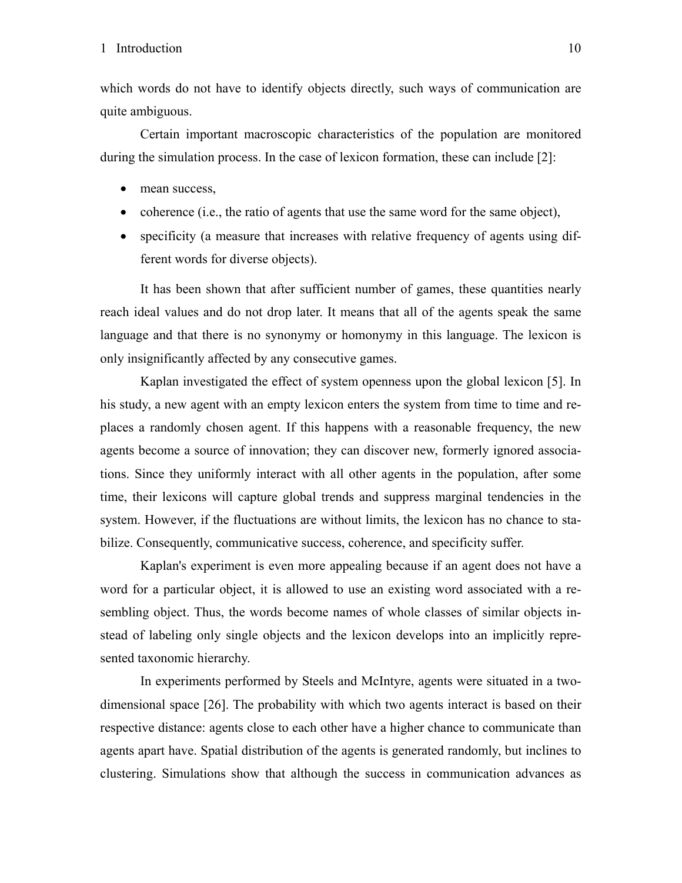which words do not have to identify objects directly, such ways of communication are quite ambiguous.

Certain important macroscopic characteristics of the population are monitored during the simulation process. In the case of lexicon formation, these can include [2]:

- mean success,
- coherence (i.e., the ratio of agents that use the same word for the same object),
- specificity (a measure that increases with relative frequency of agents using different words for diverse objects).

It has been shown that after sufficient number of games, these quantities nearly reach ideal values and do not drop later. It means that all of the agents speak the same language and that there is no synonymy or homonymy in this language. The lexicon is only insignificantly affected by any consecutive games.

Kaplan investigated the effect of system openness upon the global lexicon [5]. In his study, a new agent with an empty lexicon enters the system from time to time and replaces a randomly chosen agent. If this happens with a reasonable frequency, the new agents become a source of innovation; they can discover new, formerly ignored associations. Since they uniformly interact with all other agents in the population, after some time, their lexicons will capture global trends and suppress marginal tendencies in the system. However, if the fluctuations are without limits, the lexicon has no chance to stabilize. Consequently, communicative success, coherence, and specificity suffer.

Kaplan's experiment is even more appealing because if an agent does not have a word for a particular object, it is allowed to use an existing word associated with a resembling object. Thus, the words become names of whole classes of similar objects instead of labeling only single objects and the lexicon develops into an implicitly represented taxonomic hierarchy.

In experiments performed by Steels and McIntyre, agents were situated in a two-dimensional space [26]. The probability with which two agents interact is based on their respective distance: agents close to each other have a higher chance to communicate than agents apart have. Spatial distribution of the agents is generated randomly, but inclines to clustering. Simulations show that although the success in communication advances as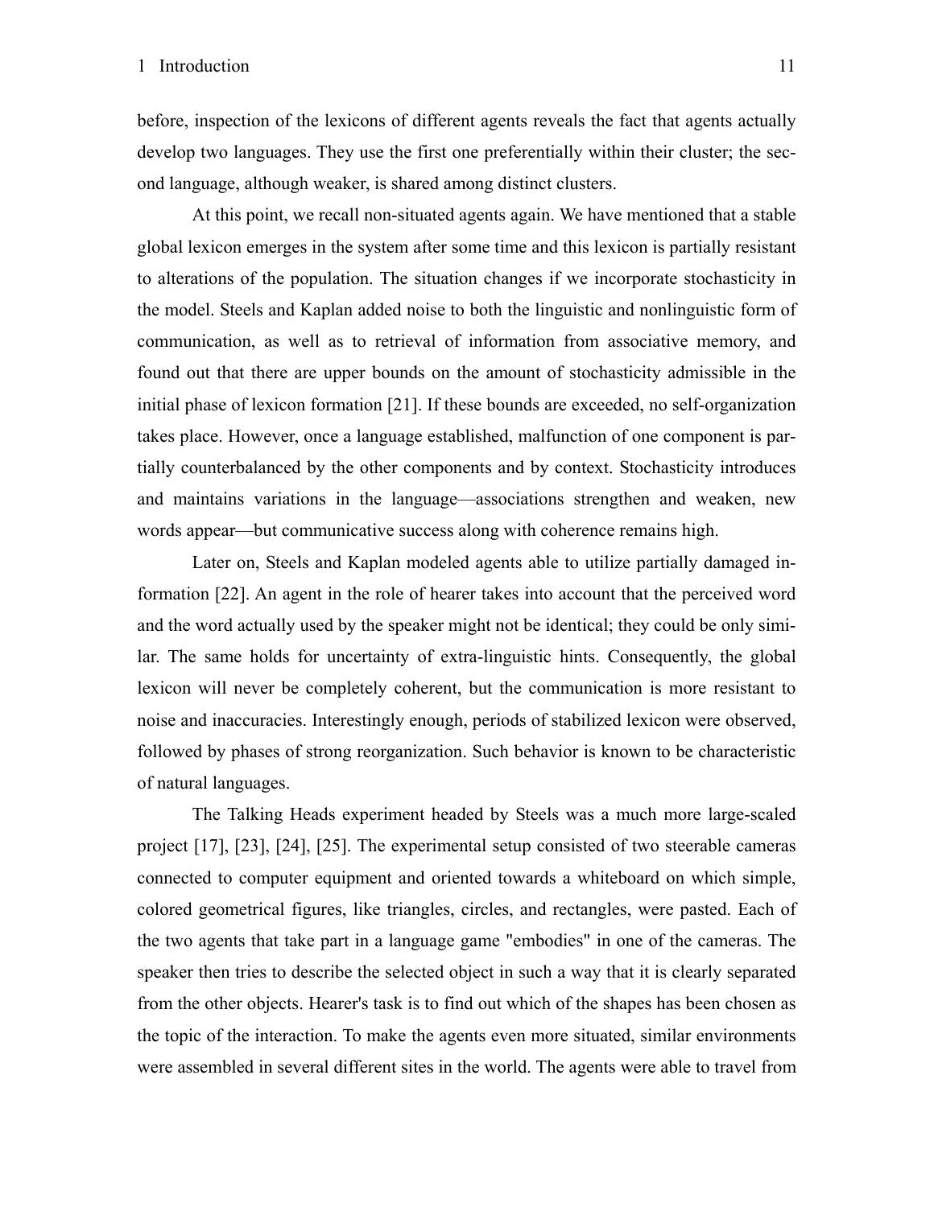before, inspection of the lexicons of different agents reveals the fact that agents actually develop two languages. They use the first one preferentially within their cluster; the second language, although weaker, is shared among distinct clusters.

At this point, we recall non-situated agents again. We have mentioned that a stable global lexicon emerges in the system after some time and this lexicon is partially resistant to alterations of the population. The situation changes if we incorporate stochasticity in the model. Steels and Kaplan added noise to both the linguistic and nonlinguistic form of communication, as well as to retrieval of information from associative memory, and found out that there are upper bounds on the amount of stochasticity admissible in the initial phase of lexicon formation [21]. If these bounds are exceeded, no self-organization takes place. However, once a language established, malfunction of one component is partially counterbalanced by the other components and by context. Stochasticity introduces and maintains variations in the language—associations strengthen and weaken, new words appear—but communicative success along with coherence remains high.

Later on, Steels and Kaplan modeled agents able to utilize partially damaged information [22]. An agent in the role of hearer takes into account that the perceived word and the word actually used by the speaker might not be identical; they could be only similar. The same holds for uncertainty of extra-linguistic hints. Consequently, the global lexicon will never be completely coherent, but the communication is more resistant to noise and inaccuracies. Interestingly enough, periods of stabilized lexicon were observed, followed by phases of strong reorganization. Such behavior is known to be characteristic of natural languages.

The Talking Heads experiment headed by Steels was a much more large-scaled project [17], [23], [24], [25]. The experimental setup consisted of two steerable cameras connected to computer equipment and oriented towards a whiteboard on which simple, colored geometrical figures, like triangles, circles, and rectangles, were pasted. Each of the two agents that take part in a language game "embodies" in one of the cameras. The speaker then tries to describe the selected object in such a way that it is clearly separated from the other objects. Hearer's task is to find out which of the shapes has been chosen as the topic of the interaction. To make the agents even more situated, similar environments were assembled in several different sites in the world. The agents were able to travel from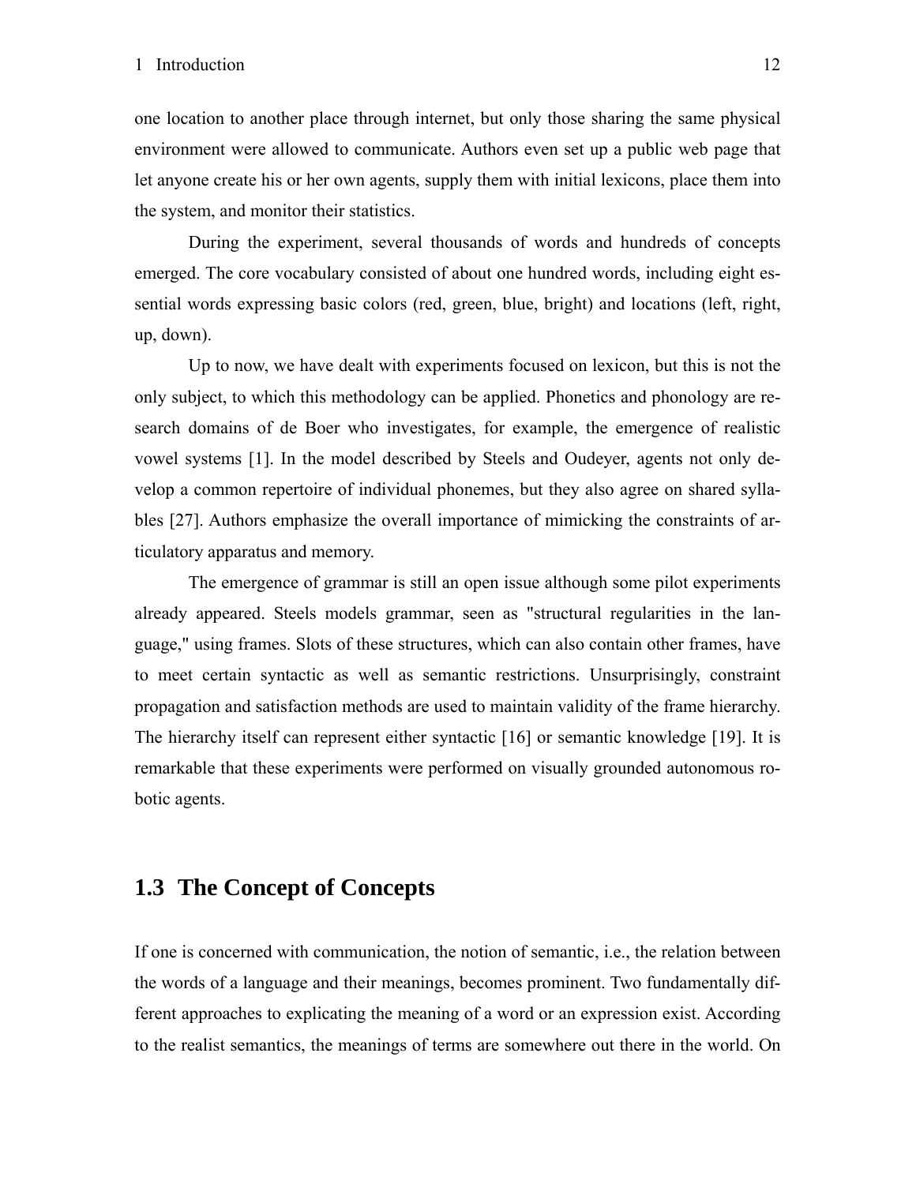one location to another place through internet, but only those sharing the same physical environment were allowed to communicate. Authors even set up a public web page that let anyone create his or her own agents, supply them with initial lexicons, place them into the system, and monitor their statistics.

During the experiment, several thousands of words and hundreds of concepts emerged. The core vocabulary consisted of about one hundred words, including eight essential words expressing basic colors (red, green, blue, bright) and locations (left, right, up, down).

Up to now, we have dealt with experiments focused on lexicon, but this is not the only subject, to which this methodology can be applied. Phonetics and phonology are research domains of de Boer who investigates, for example, the emergence of realistic vowel systems [1]. In the model described by Steels and Oudeyer, agents not only develop a common repertoire of individual phonemes, but they also agree on shared syllables [27]. Authors emphasize the overall importance of mimicking the constraints of articulatory apparatus and memory.

The emergence of grammar is still an open issue although some pilot experiments already appeared. Steels models grammar, seen as "structural regularities in the language," using frames. Slots of these structures, which can also contain other frames, have to meet certain syntactic as well as semantic restrictions. Unsurprisingly, constraint propagation and satisfaction methods are used to maintain validity of the frame hierarchy. The hierarchy itself can represent either syntactic [16] or semantic knowledge [19]. It is remarkable that these experiments were performed on visually grounded autonomous robotic agents.

## 1.3 The Concept of Concepts

If one is concerned with communication, the notion of semantic, i.e., the relation between the words of a language and their meanings, becomes prominent. Two fundamentally different approaches to explicating the meaning of a word or an expression exist. According to the realist semantics, the meanings of terms are somewhere out there in the world. On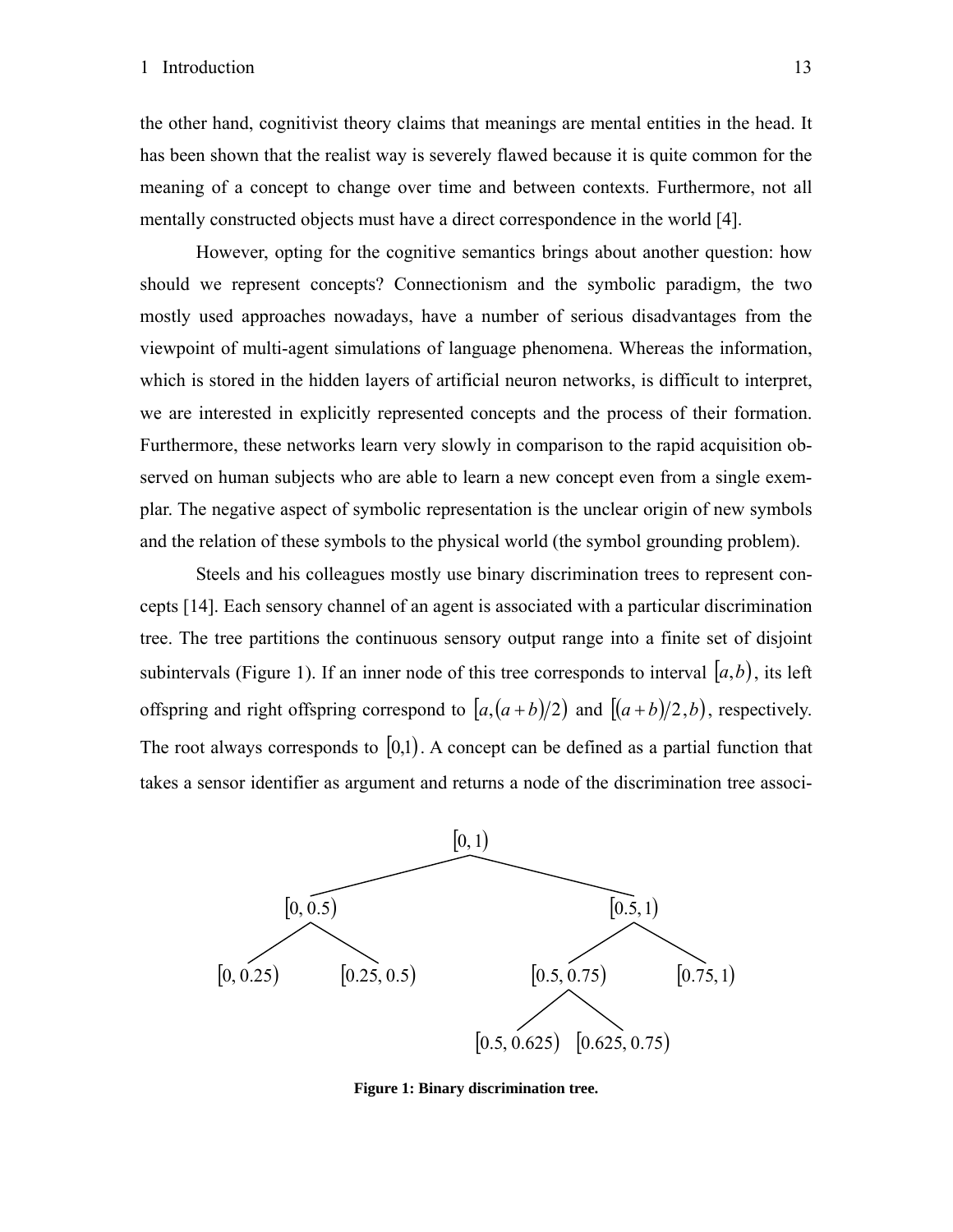the other hand, cognitivist theory claims that meanings are mental entities in the head. It has been shown that the realist way is severely flawed because it is quite common for the meaning of a concept to change over time and between contexts. Furthermore, not all mentally constructed objects must have a direct correspondence in the world [4].

However, opting for the cognitive semantics brings about another question: how should we represent concepts? Connectionism and the symbolic paradigm, the two mostly used approaches nowadays, have a number of serious disadvantages from the viewpoint of multi-agent simulations of language phenomena. Whereas the information, which is stored in the hidden layers of artificial neuron networks, is difficult to interpret, we are interested in explicitly represented concepts and the process of their formation. Furthermore, these networks learn very slowly in comparison to the rapid acquisition observed on human subjects who are able to learn a new concept even from a single exemplar. The negative aspect of symbolic representation is the unclear origin of new symbols and the relation of these symbols to the physical world (the symbol grounding problem).

Steels and his colleagues mostly use binary discrimination trees to represent concepts [14]. Each sensory channel of an agent is associated with a particular discrimination tree. The tree partitions the continuous sensory output range into a finite set of disjoint subintervals (Figure 1). If an inner node of this tree corresponds to interval $[a,b)$, its left offspring and right offspring correspond to $[a,(a+b)/2)$ and $[(a+b)/2,b)$, respectively. The root always corresponds to $[0,1)$. A concept can be defined as a partial function that takes a sensor identifier as argument and returns a node of the discrimination tree associ-

$[0, 1)$

$[0, 0.5)$ $[0.5, 1)$

$[0, 0.25)$ $[0.25, 0.5)$ $[0.5, 0.75)$ $[0.75, 1)$

$[0.5, 0.625)$ $[0.625, 0.75)$

**Figure 1: Binary discrimination tree.**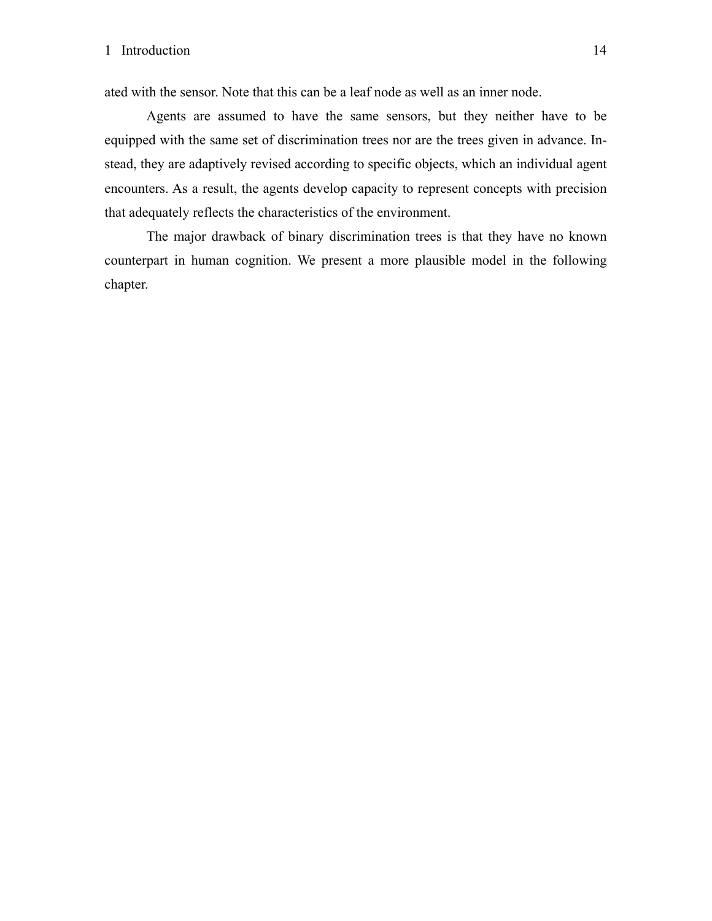ated with the sensor. Note that this can be a leaf node as well as an inner node.

Agents are assumed to have the same sensors, but they neither have to be equipped with the same set of discrimination trees nor are the trees given in advance. Instead, they are adaptively revised according to specific objects, which an individual agent encounters. As a result, the agents develop capacity to represent concepts with precision that adequately reflects the characteristics of the environment.

The major drawback of binary discrimination trees is that they have no known counterpart in human cognition. We present a more plausible model in the following chapter.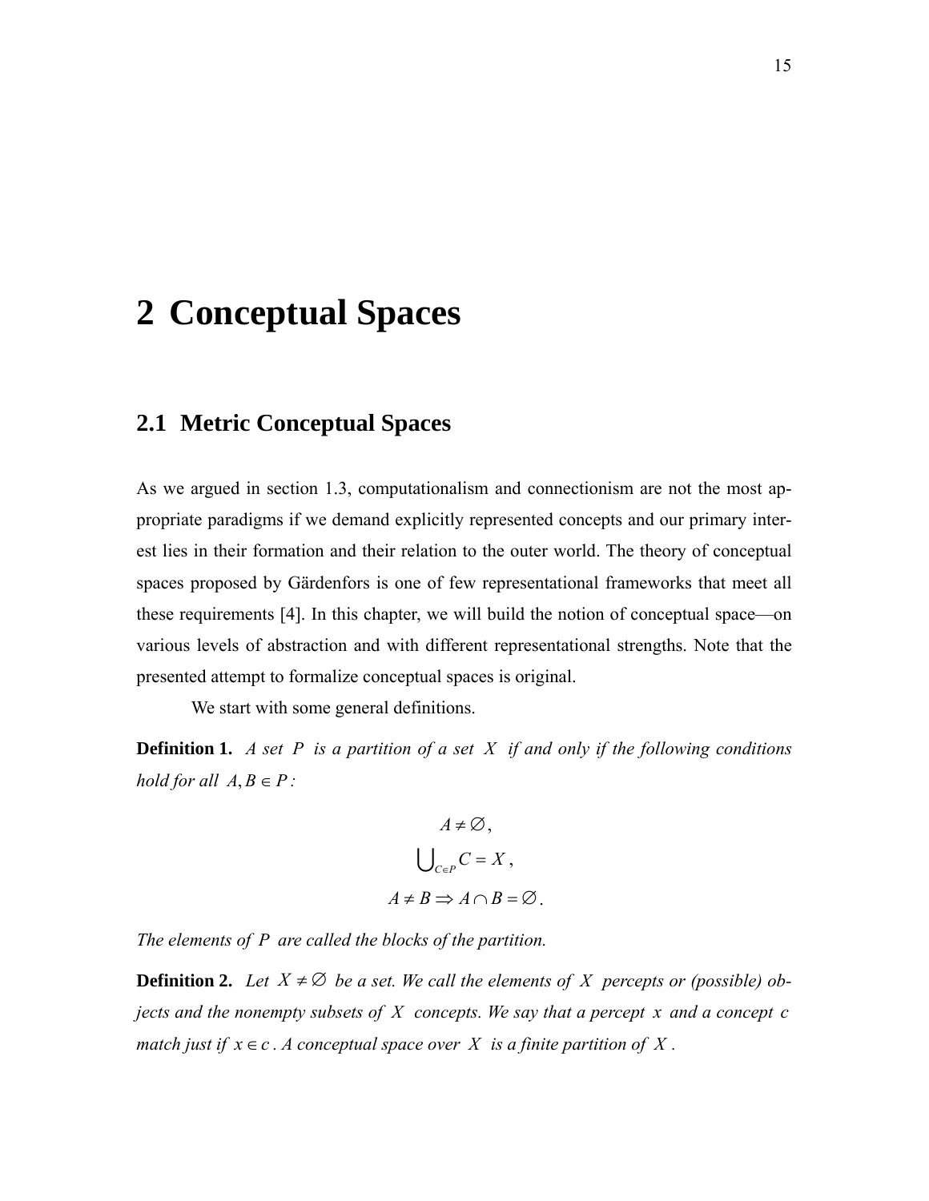# 2 Conceptual Spaces

## 2.1 Metric Conceptual Spaces

As we argued in section 1.3, computationalism and connectionism are not the most appropriate paradigms if we demand explicitly represented concepts and our primary interest lies in their formation and their relation to the outer world. The theory of conceptual spaces proposed by Gärdenfors is one of few representational frameworks that meet all these requirements [4]. In this chapter, we will build the notion of conceptual space—on various levels of abstraction and with different representational strengths. Note that the presented attempt to formalize conceptual spaces is original.

We start with some general definitions.

**Definition 1.** *A set $P$ is a partition of a set $X$ if and only if the following conditions hold for all $A, B \in P$:*

$$A \neq \varnothing,$$

$$\bigcup_{C \in P} C = X,$$

$$A \neq B \Rightarrow A \cap B = \varnothing.$$

*The elements of $P$ are called the blocks of the partition.*

**Definition 2.** *Let $X \neq \varnothing$ be a set. We call the elements of $X$ percepts or (possible) objects and the nonempty subsets of $X$ concepts. We say that a percept $x$ and a concept $c$ match just if $x \in c$. A conceptual space over $X$ is a finite partition of $X$.*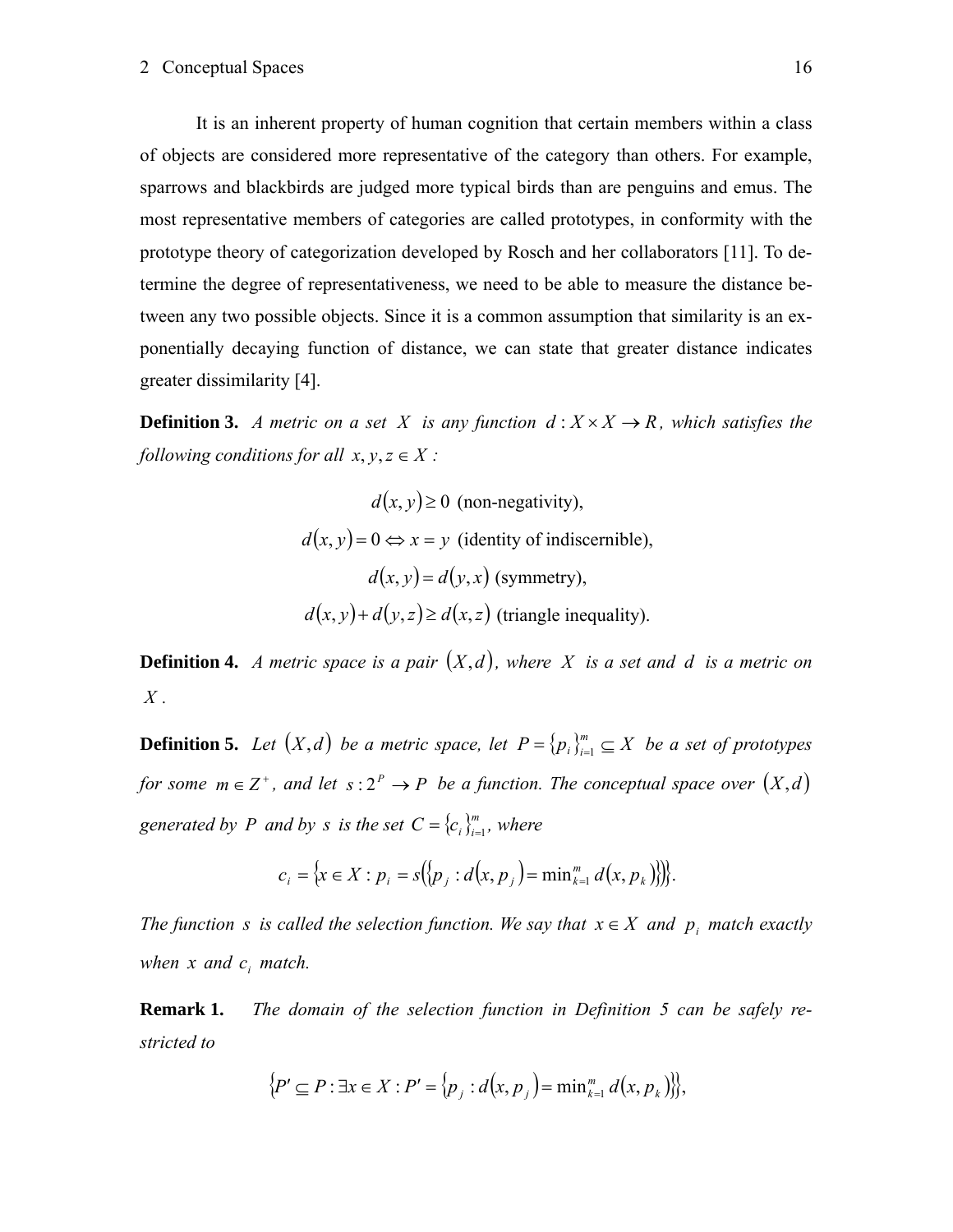It is an inherent property of human cognition that certain members within a class of objects are considered more representative of the category than others. For example, sparrows and blackbirds are judged more typical birds than are penguins and emus. The most representative members of categories are called prototypes, in conformity with the prototype theory of categorization developed by Rosch and her collaborators [11]. To determine the degree of representativeness, we need to be able to measure the distance between any two possible objects. Since it is a common assumption that similarity is an exponentially decaying function of distance, we can state that greater distance indicates greater dissimilarity [4].

**Definition 3.** *A metric on a set $X$ is any function $d : X \times X \to R$, which satisfies the following conditions for all $x, y, z \in X$:*

$$d(x, y) \geq 0 \text{ (non-negativity)},$$

$$d(x, y) = 0 \Leftrightarrow x = y \text{ (identity of indiscernible)},$$

$$d(x, y) = d(y, x) \text{ (symmetry)},$$

$$d(x, y) + d(y, z) \geq d(x, z) \text{ (triangle inequality)}.$$

**Definition 4.** *A metric space is a pair $(X, d)$, where $X$ is a set and $d$ is a metric on $X$.*

**Definition 5.** *Let $(X, d)$ be a metric space, let $P = \{p_i\}_{i=1}^{m} \subseteq X$ be a set of prototypes for some $m \in Z^+$, and let $s : 2^P \to P$ be a function. The conceptual space over $(X, d)$ generated by $P$ and by $s$ is the set $C = \{c_i\}_{i=1}^{m}$, where*

$$c_i = \left\{ x \in X : p_i = s\left( \left\{ p_j : d(x, p_j) = \min_{k=1}^{m} d(x, p_k) \right\} \right) \right\}.$$

*The function $s$ is called the selection function. We say that $x \in X$ and $p_i$ match exactly when $x$ and $c_i$ match.*

**Remark 1.** *The domain of the selection function in Definition 5 can be safely restricted to*

$$\left\{ P' \subseteq P : \exists x \in X : P' = \left\{ p_j : d(x, p_j) = \min_{k=1}^{m} d(x, p_k) \right\} \right\},$$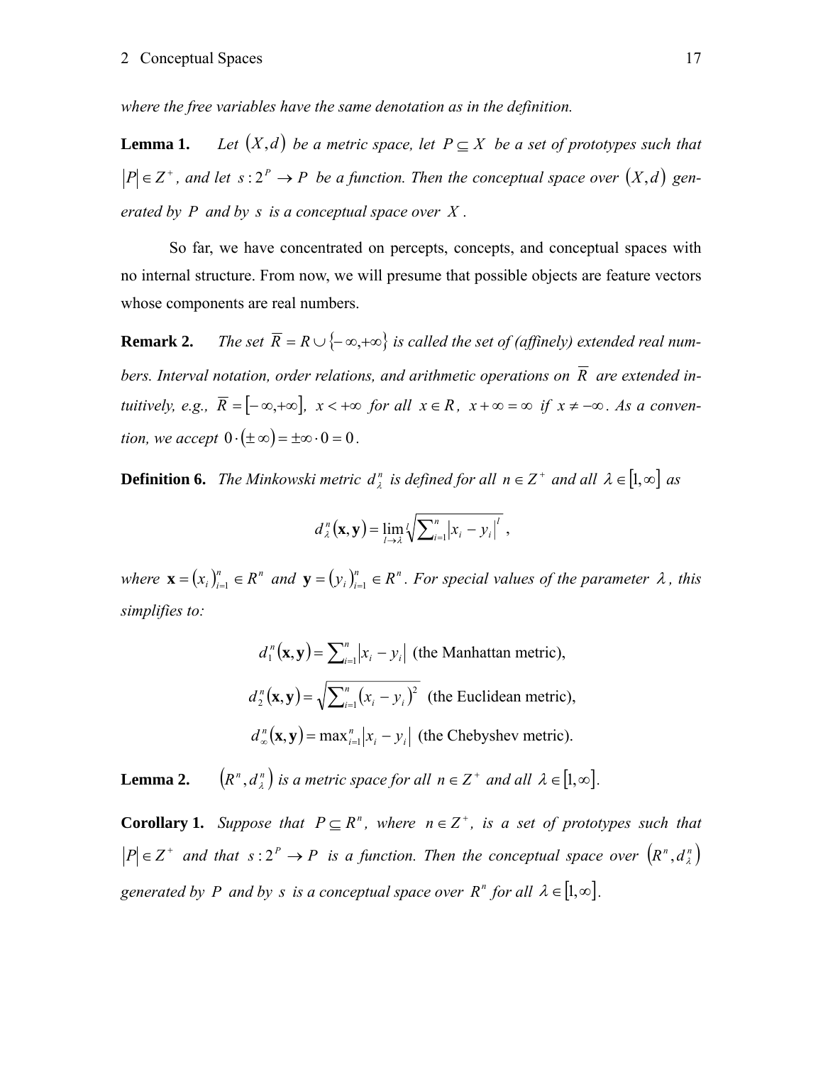*where the free variables have the same denotation as in the definition.*

**Lemma 1.** *Let $(X,d)$ be a metric space, let $P \subseteq X$ be a set of prototypes such that $|P| \in Z^+$, and let $s: 2^P \to P$ be a function. Then the conceptual space over $(X,d)$ generated by $P$ and by $s$ is a conceptual space over $X$.*

So far, we have concentrated on percepts, concepts, and conceptual spaces with no internal structure. From now, we will presume that possible objects are feature vectors whose components are real numbers.

**Remark 2.** *The set $\overline{R} = R \cup \{-\infty, +\infty\}$ is called the set of (affinely) extended real numbers. Interval notation, order relations, and arithmetic operations on $\overline{R}$ are extended intuitively, e.g., $\overline{R} = [-\infty, +\infty]$, $x < +\infty$ for all $x \in R$, $x + \infty = \infty$ if $x \neq -\infty$. As a convention, we accept $0 \cdot (\pm\infty) = \pm\infty \cdot 0 = 0$.*

**Definition 6.** *The Minkowski metric $d_\lambda^n$ is defined for all $n \in Z^+$ and all $\lambda \in [1, \infty]$ as*

$$d_\lambda^n(\mathbf{x}, \mathbf{y}) = \lim_{l \to \lambda} \sqrt[l]{\sum_{i=1}^n |x_i - y_i|^l},$$

*where $\mathbf{x} = (x_i)_{i=1}^n \in R^n$ and $\mathbf{y} = (y_i)_{i=1}^n \in R^n$. For special values of the parameter $\lambda$, this simplifies to:*

$$d_1^n(\mathbf{x}, \mathbf{y}) = \sum_{i=1}^n |x_i - y_i| \text{ (the Manhattan metric),}$$

$$d_2^n(\mathbf{x}, \mathbf{y}) = \sqrt{\sum_{i=1}^n (x_i - y_i)^2} \text{ (the Euclidean metric),}$$

$$d_\infty^n(\mathbf{x}, \mathbf{y}) = \max_{i=1}^n |x_i - y_i| \text{ (the Chebyshev metric).}$$

**Lemma 2.** *$(R^n, d_\lambda^n)$ is a metric space for all $n \in Z^+$ and all $\lambda \in [1, \infty]$.*

**Corollary 1.** *Suppose that $P \subseteq R^n$, where $n \in Z^+$, is a set of prototypes such that $|P| \in Z^+$ and that $s: 2^P \to P$ is a function. Then the conceptual space over $(R^n, d_\lambda^n)$ generated by $P$ and by $s$ is a conceptual space over $R^n$ for all $\lambda \in [1, \infty]$.*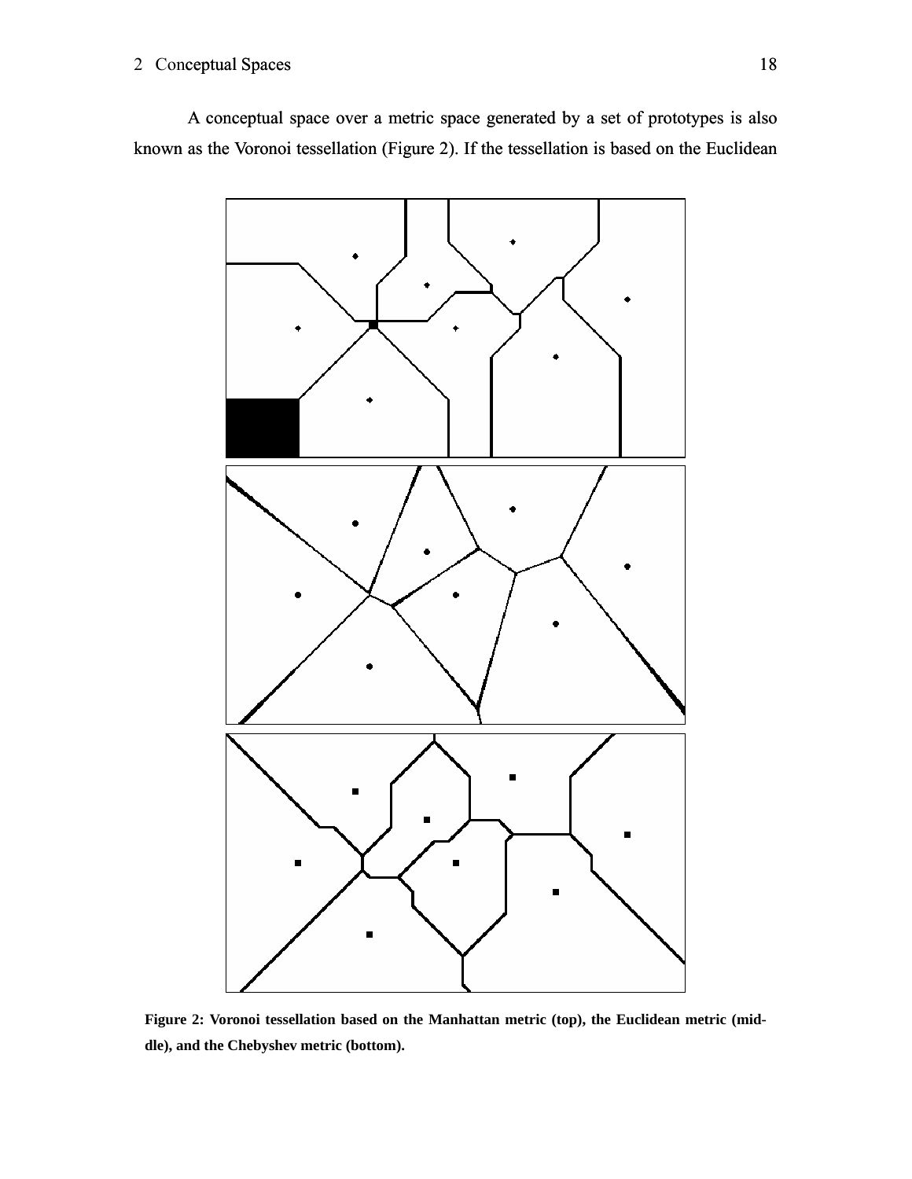A conceptual space over a metric space generated by a set of prototypes is also known as the Voronoi tessellation (Figure 2). If the tessellation is based on the Euclidean

**Figure 2: Voronoi tessellation based on the Manhattan metric (top), the Euclidean metric (middle), and the Chebyshev metric (bottom).**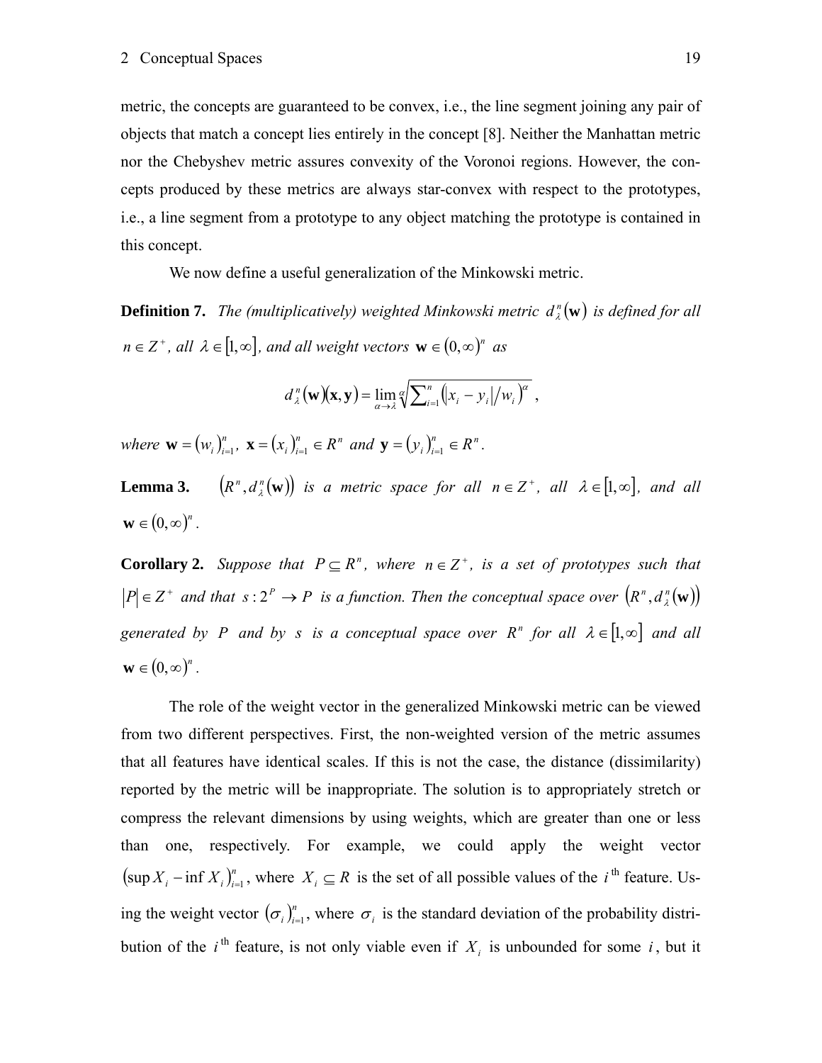metric, the concepts are guaranteed to be convex, i.e., the line segment joining any pair of objects that match a concept lies entirely in the concept [8]. Neither the Manhattan metric nor the Chebyshev metric assures convexity of the Voronoi regions. However, the concepts produced by these metrics are always star-convex with respect to the prototypes, i.e., a line segment from a prototype to any object matching the prototype is contained in this concept.

We now define a useful generalization of the Minkowski metric.

**Definition 7.** *The (multiplicatively) weighted Minkowski metric* $d_\lambda^n(\mathbf{w})$ *is defined for all* $n \in Z^+$*, all* $\lambda \in [1, \infty]$*, and all weight vectors* $\mathbf{w} \in (0, \infty)^n$ *as*

$$d_\lambda^n(\mathbf{w})(\mathbf{x}, \mathbf{y}) = \lim_{\alpha \to \lambda} \sqrt[\alpha]{\sum\nolimits_{i=1}^{n} \left(|x_i - y_i| / w_i\right)^\alpha} \ ,$$

*where* $\mathbf{w} = (w_i)_{i=1}^n$*,* $\mathbf{x} = (x_i)_{i=1}^n \in R^n$ *and* $\mathbf{y} = (y_i)_{i=1}^n \in R^n$*.*

**Lemma 3.** $(R^n, d_\lambda^n(\mathbf{w}))$ *is a metric space for all* $n \in Z^+$*, all* $\lambda \in [1, \infty]$*, and all* $\mathbf{w} \in (0, \infty)^n$*.*

**Corollary 2.** *Suppose that* $P \subseteq R^n$*, where* $n \in Z^+$*, is a set of prototypes such that* $|P| \in Z^+$ *and that* $s : 2^P \to P$ *is a function. Then the conceptual space over* $(R^n, d_\lambda^n(\mathbf{w}))$ *generated by* $P$ *and by* $s$ *is a conceptual space over* $R^n$ *for all* $\lambda \in [1, \infty]$ *and all* $\mathbf{w} \in (0, \infty)^n$*.*

The role of the weight vector in the generalized Minkowski metric can be viewed from two different perspectives. First, the non-weighted version of the metric assumes that all features have identical scales. If this is not the case, the distance (dissimilarity) reported by the metric will be inappropriate. The solution is to appropriately stretch or compress the relevant dimensions by using weights, which are greater than one or less than one, respectively. For example, we could apply the weight vector $(\sup X_i - \inf X_i)_{i=1}^n$, where $X_i \subseteq R$ is the set of all possible values of the $i^{\text{th}}$ feature. Using the weight vector $(\sigma_i)_{i=1}^n$, where $\sigma_i$ is the standard deviation of the probability distribution of the $i^{\text{th}}$ feature, is not only viable even if $X_i$ is unbounded for some $i$, but it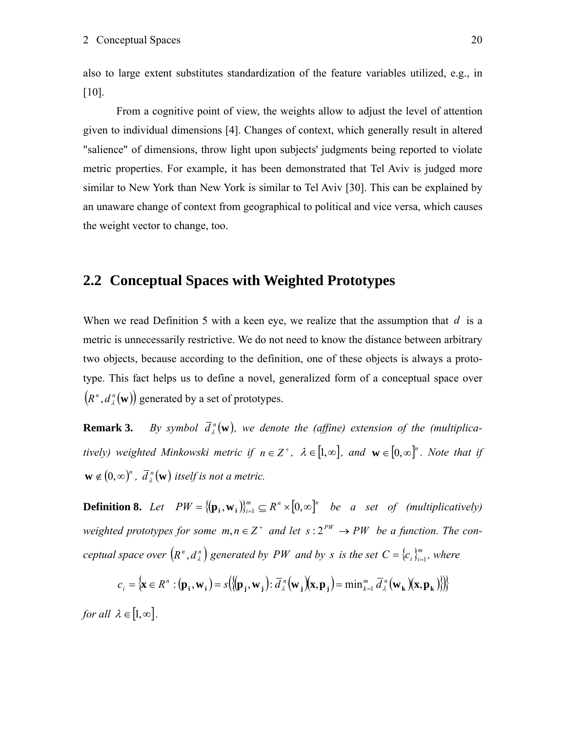also to large extent substitutes standardization of the feature variables utilized, e.g., in [10].

From a cognitive point of view, the weights allow to adjust the level of attention given to individual dimensions [4]. Changes of context, which generally result in altered "salience" of dimensions, throw light upon subjects' judgments being reported to violate metric properties. For example, it has been demonstrated that Tel Aviv is judged more similar to New York than New York is similar to Tel Aviv [30]. This can be explained by an unaware change of context from geographical to political and vice versa, which causes the weight vector to change, too.

## 2.2 Conceptual Spaces with Weighted Prototypes

When we read Definition 5 with a keen eye, we realize that the assumption that $d$ is a metric is unnecessarily restrictive. We do not need to know the distance between arbitrary two objects, because according to the definition, one of these objects is always a prototype. This fact helps us to define a novel, generalized form of a conceptual space over $\left(R^n, d_\lambda^n(\mathbf{w})\right)$ generated by a set of prototypes.

**Remark 3.** *By symbol* $\overline{d}_\lambda^n(\mathbf{w})$, *we denote the (affine) extension of the (multiplicatively) weighted Minkowski metric if* $n \in Z^+$, $\lambda \in [1,\infty]$, *and* $\mathbf{w} \in [0,\infty]^n$. *Note that if* $\mathbf{w} \notin (0,\infty)^n$, $\overline{d}_\lambda^n(\mathbf{w})$ *itself is not a metric.*

**Definition 8.** *Let* $PW = \{(\mathbf{p_i}, \mathbf{w_i})\}_{i=1}^m \subseteq R^n \times [0,\infty]^n$ *be a set of (multiplicatively) weighted prototypes for some* $m, n \in Z^+$ *and let* $s : 2^{PW} \to PW$ *be a function. The conceptual space over* $\left(R^n, d_\lambda^n\right)$ *generated by* $PW$ *and by* $s$ *is the set* $C = \{c_i\}_{i=1}^m$, *where*

$$c_i = \left\{\mathbf{x} \in R^n : (\mathbf{p_i}, \mathbf{w_i}) = s\left(\left\{(\mathbf{p_j}, \mathbf{w_j}) : \overline{d}_\lambda^n(\mathbf{w_j})(\mathbf{x}, \mathbf{p_j}) = \min_{k=1}^m \overline{d}_\lambda^n(\mathbf{w_k})(\mathbf{x}, \mathbf{p_k})\right\}\right)\right\}$$

*for all* $\lambda \in [1,\infty]$.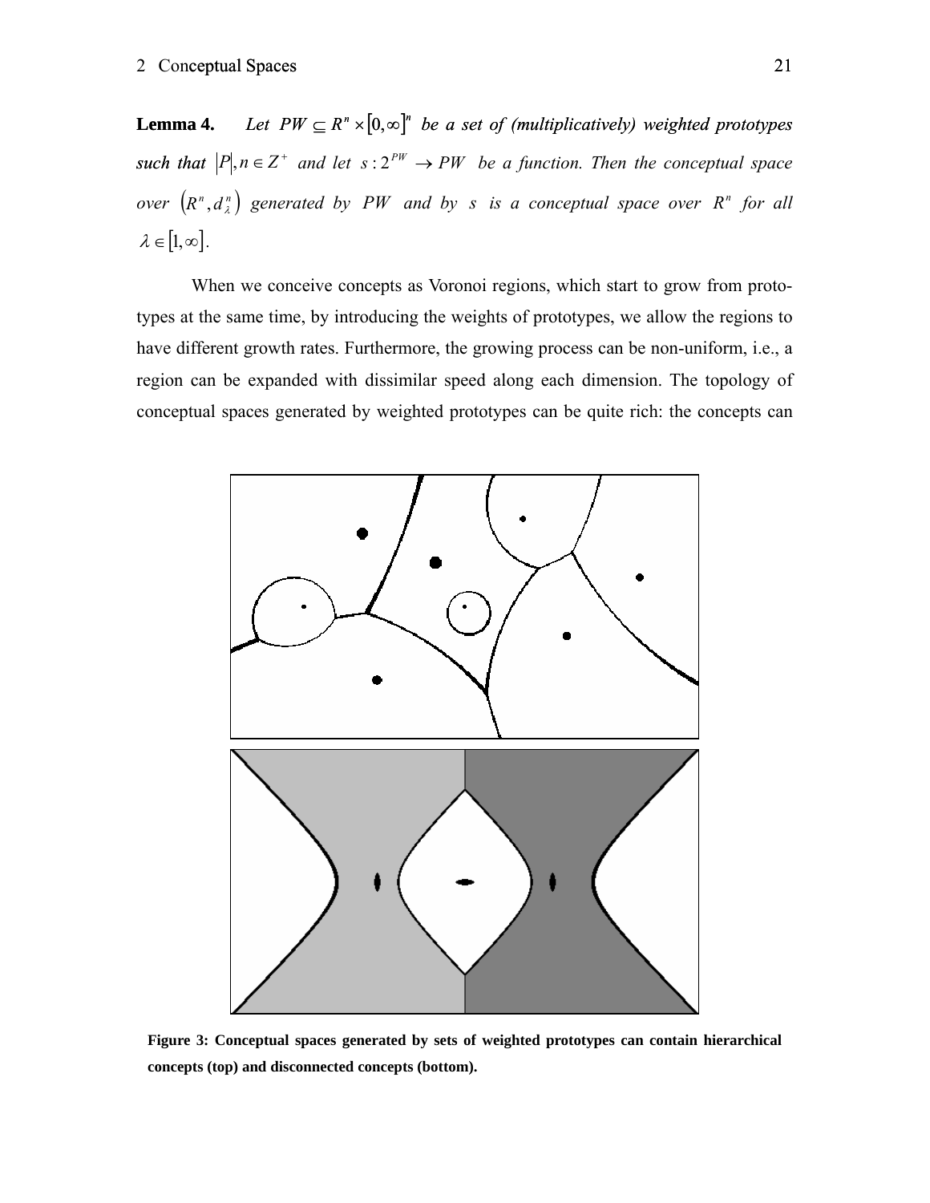**Lemma 4.** *Let $PW \subseteq R^n \times [0,\infty]^n$ be a set of (multiplicatively) weighted prototypes such that $|P|, n \in Z^+$ and let $s: 2^{PW} \to PW$ be a function. Then the conceptual space over $(R^n, d_\lambda^n)$ generated by $PW$ and by $s$ is a conceptual space over $R^n$ for all $\lambda \in [1,\infty]$.*

When we conceive concepts as Voronoi regions, which start to grow from prototypes at the same time, by introducing the weights of prototypes, we allow the regions to have different growth rates. Furthermore, the growing process can be non-uniform, i.e., a region can be expanded with dissimilar speed along each dimension. The topology of conceptual spaces generated by weighted prototypes can be quite rich: the concepts can

**Figure 3: Conceptual spaces generated by sets of weighted prototypes can contain hierarchical concepts (top) and disconnected concepts (bottom).**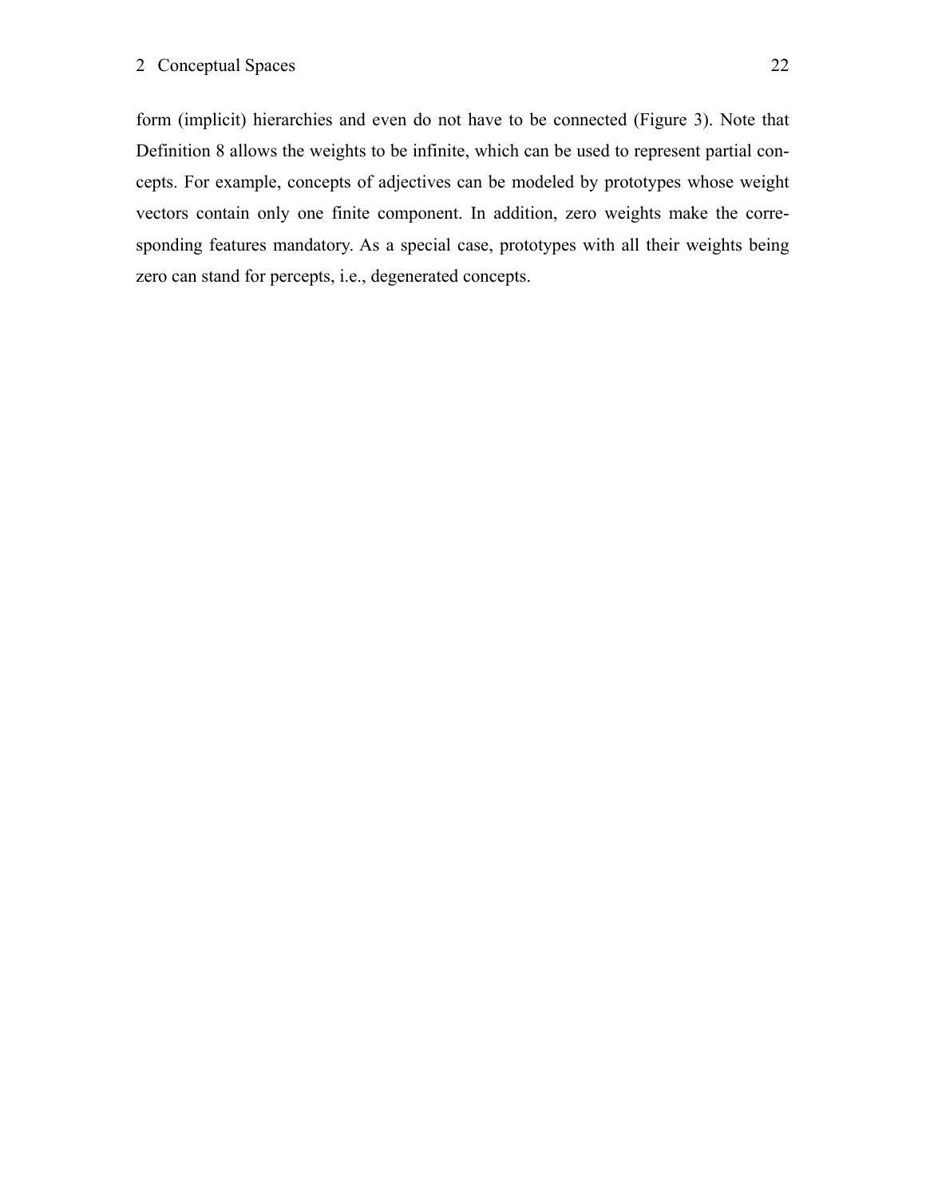form (implicit) hierarchies and even do not have to be connected (Figure 3). Note that Definition 8 allows the weights to be infinite, which can be used to represent partial concepts. For example, concepts of adjectives can be modeled by prototypes whose weight vectors contain only one finite component. In addition, zero weights make the corresponding features mandatory. As a special case, prototypes with all their weights being zero can stand for percepts, i.e., degenerated concepts.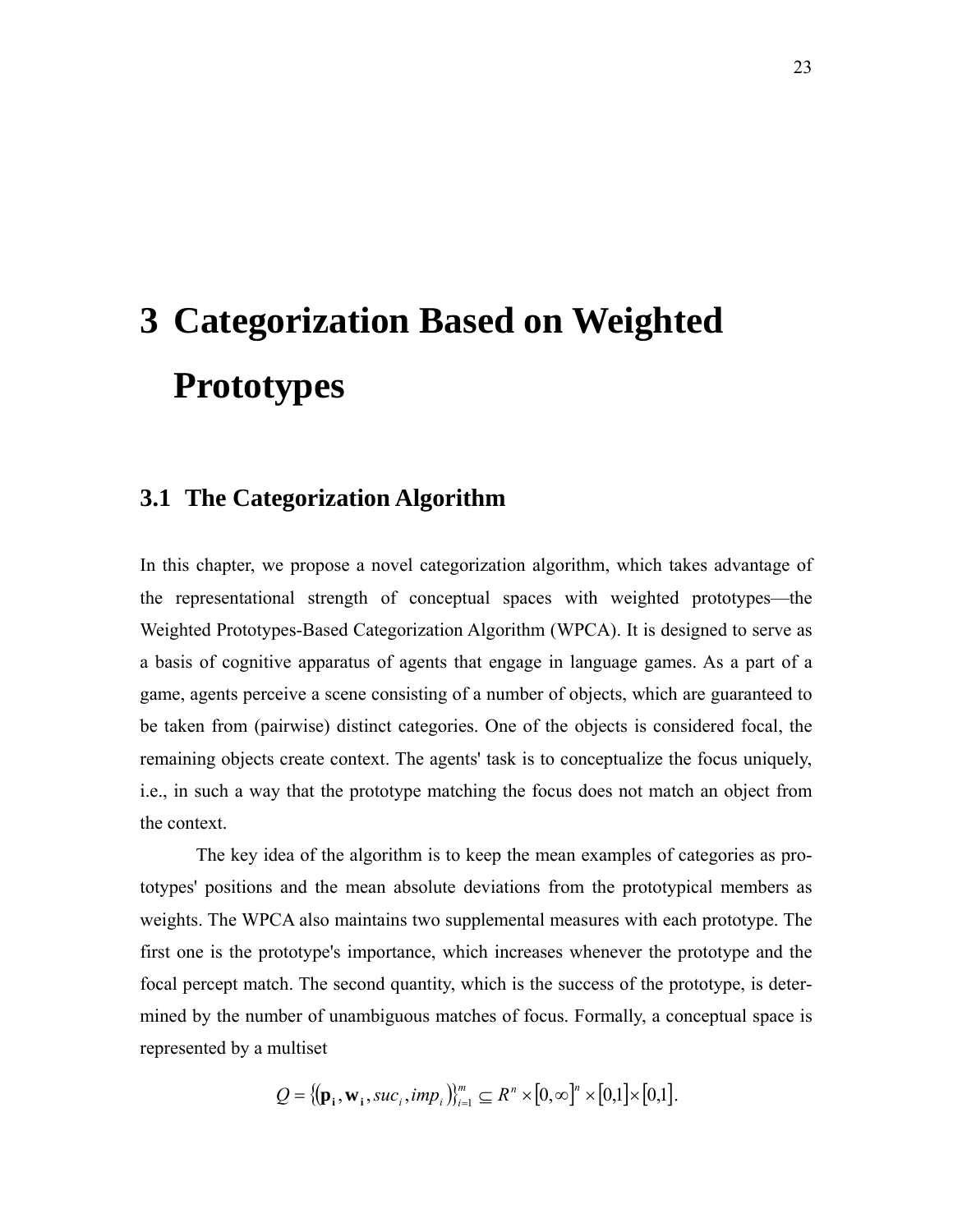# 3 Categorization Based on Weighted Prototypes

## 3.1 The Categorization Algorithm

In this chapter, we propose a novel categorization algorithm, which takes advantage of the representational strength of conceptual spaces with weighted prototypes—the Weighted Prototypes-Based Categorization Algorithm (WPCA). It is designed to serve as a basis of cognitive apparatus of agents that engage in language games. As a part of a game, agents perceive a scene consisting of a number of objects, which are guaranteed to be taken from (pairwise) distinct categories. One of the objects is considered focal, the remaining objects create context. The agents' task is to conceptualize the focus uniquely, i.e., in such a way that the prototype matching the focus does not match an object from the context.

The key idea of the algorithm is to keep the mean examples of categories as prototypes' positions and the mean absolute deviations from the prototypical members as weights. The WPCA also maintains two supplemental measures with each prototype. The first one is the prototype's importance, which increases whenever the prototype and the focal percept match. The second quantity, which is the success of the prototype, is determined by the number of unambiguous matches of focus. Formally, a conceptual space is represented by a multiset

$$Q = \{(\mathbf{p_i}, \mathbf{w_i}, suc_i, imp_i)\}_{i=1}^{m} \subseteq R^n \times [0,\infty]^n \times [0,1] \times [0,1].$$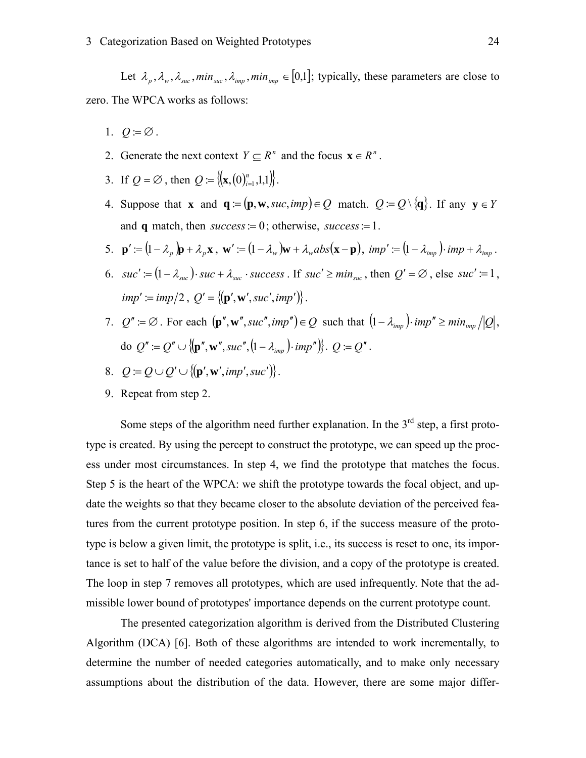Let $\lambda_p, \lambda_w, \lambda_{suc}, min_{suc}, \lambda_{imp}, min_{imp} \in [0,1]$; typically, these parameters are close to zero. The WPCA works as follows:

1. $Q := \varnothing$.
2. Generate the next context $Y \subseteq R^n$ and the focus $\mathbf{x} \in R^n$.
3. If $Q = \varnothing$, then $Q := \left\{\left(\mathbf{x}, (0)_{i=1}^n, 1, 1\right)\right\}$.
4. Suppose that $\mathbf{x}$ and $\mathbf{q} := (\mathbf{p}, \mathbf{w}, suc, imp) \in Q$ match. $Q := Q \setminus \{\mathbf{q}\}$. If any $\mathbf{y} \in Y$ and $\mathbf{q}$ match, then $success := 0$; otherwise, $success := 1$.
5. $\mathbf{p}' := (1 - \lambda_p)\mathbf{p} + \lambda_p \mathbf{x}$, $\mathbf{w}' := (1 - \lambda_w)\mathbf{w} + \lambda_w abs(\mathbf{x} - \mathbf{p})$, $imp' := (1 - \lambda_{imp}) \cdot imp + \lambda_{imp}$.
6. $suc' := (1 - \lambda_{suc}) \cdot suc + \lambda_{suc} \cdot success$. If $suc' \geq min_{suc}$, then $Q' = \varnothing$, else $suc' := 1$, $imp' := imp/2$, $Q' = \{(\mathbf{p}', \mathbf{w}', suc', imp')\}$.
7. $Q'' := \varnothing$. For each $(\mathbf{p}'', \mathbf{w}'', suc'', imp'') \in Q$ such that $(1 - \lambda_{imp}) \cdot imp'' \geq min_{imp} / |Q|$, do $Q'' := Q'' \cup \{(\mathbf{p}'', \mathbf{w}'', suc'', (1 - \lambda_{imp}) \cdot imp'')\}$. $Q := Q''$.
8. $Q := Q \cup Q' \cup \{(\mathbf{p}', \mathbf{w}', imp', suc')\}$.
9. Repeat from step 2.

Some steps of the algorithm need further explanation. In the 3rd step, a first prototype is created. By using the percept to construct the prototype, we can speed up the process under most circumstances. In step 4, we find the prototype that matches the focus. Step 5 is the heart of the WPCA: we shift the prototype towards the focal object, and update the weights so that they became closer to the absolute deviation of the perceived features from the current prototype position. In step 6, if the success measure of the prototype is below a given limit, the prototype is split, i.e., its success is reset to one, its importance is set to half of the value before the division, and a copy of the prototype is created. The loop in step 7 removes all prototypes, which are used infrequently. Note that the admissible lower bound of prototypes' importance depends on the current prototype count.

The presented categorization algorithm is derived from the Distributed Clustering Algorithm (DCA) [6]. Both of these algorithms are intended to work incrementally, to determine the number of needed categories automatically, and to make only necessary assumptions about the distribution of the data. However, there are some major differ-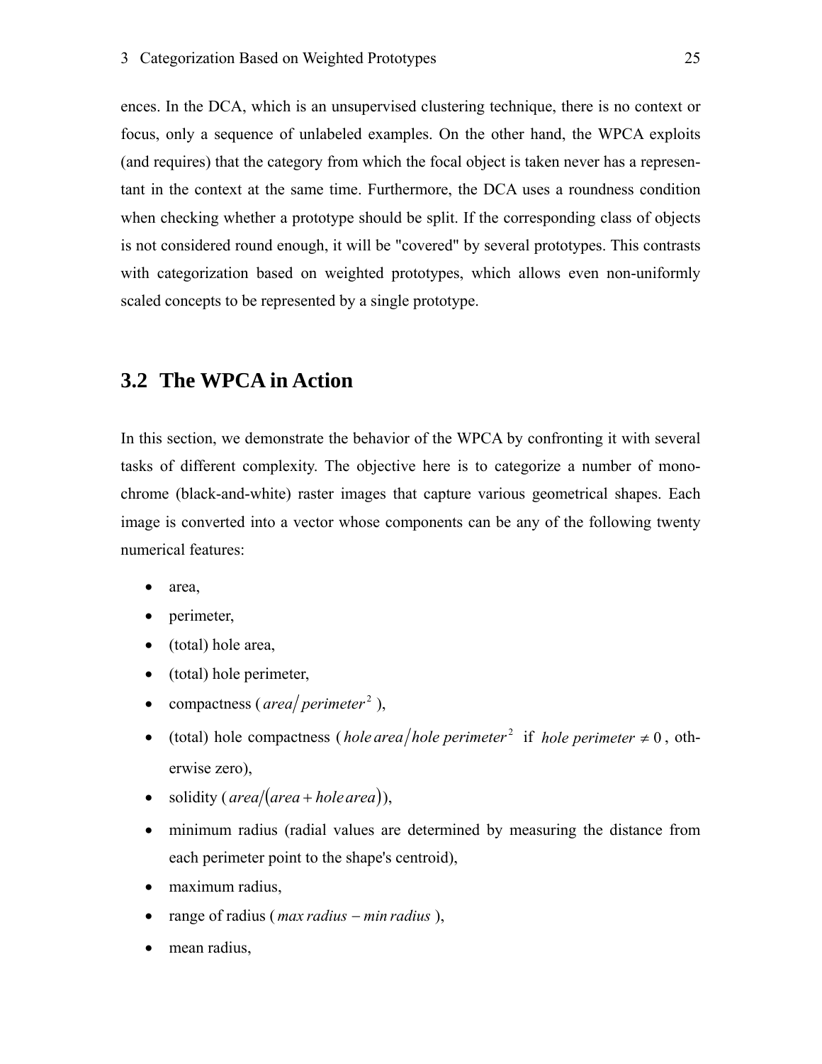ences. In the DCA, which is an unsupervised clustering technique, there is no context or focus, only a sequence of unlabeled examples. On the other hand, the WPCA exploits (and requires) that the category from which the focal object is taken never has a representant in the context at the same time. Furthermore, the DCA uses a roundness condition when checking whether a prototype should be split. If the corresponding class of objects is not considered round enough, it will be "covered" by several prototypes. This contrasts with categorization based on weighted prototypes, which allows even non-uniformly scaled concepts to be represented by a single prototype.

## 3.2 The WPCA in Action

In this section, we demonstrate the behavior of the WPCA by confronting it with several tasks of different complexity. The objective here is to categorize a number of monochrome (black-and-white) raster images that capture various geometrical shapes. Each image is converted into a vector whose components can be any of the following twenty numerical features:

- area,
- perimeter,
- (total) hole area,
- (total) hole perimeter,
- compactness ($area / perimeter^2$),
- (total) hole compactness ($hole\, area / hole\, perimeter^2$ if $hole\, perimeter \neq 0$, otherwise zero),
- solidity ($area / (area + hole\, area)$),
- minimum radius (radial values are determined by measuring the distance from each perimeter point to the shape's centroid),
- maximum radius,
- range of radius ($max\, radius - min\, radius$),
- mean radius,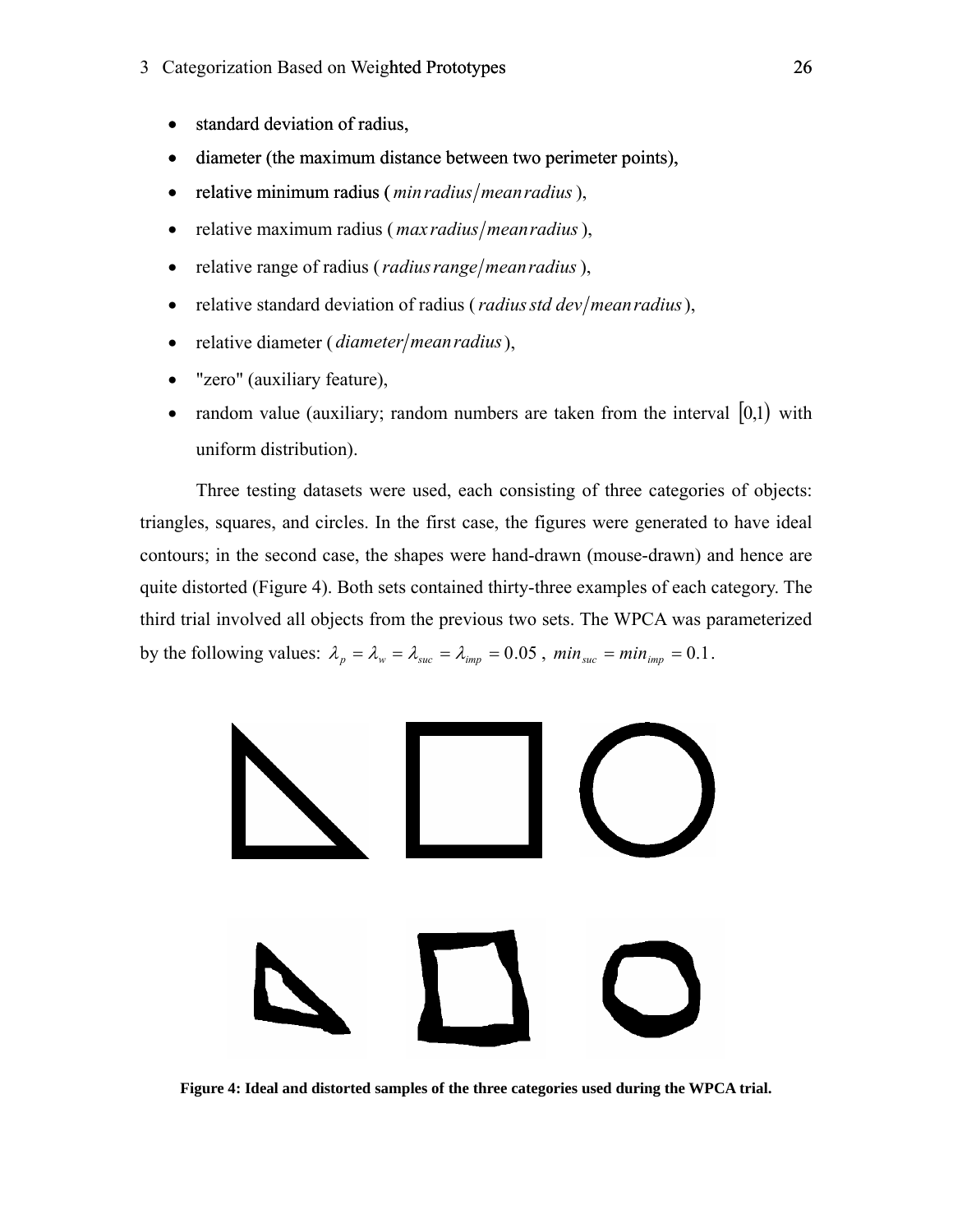- standard deviation of radius,
- diameter (the maximum distance between two perimeter points),
- relative minimum radius ( $min\, radius / mean\, radius$ ),
- relative maximum radius ( $max\, radius / mean\, radius$ ),
- relative range of radius ( $radius\, range / mean\, radius$ ),
- relative standard deviation of radius ( $radius\, std\, dev / mean\, radius$ ),
- relative diameter ( $diameter / mean\, radius$ ),
- "zero" (auxiliary feature),
- random value (auxiliary; random numbers are taken from the interval $[0,1)$ with uniform distribution).

Three testing datasets were used, each consisting of three categories of objects: triangles, squares, and circles. In the first case, the figures were generated to have ideal contours; in the second case, the shapes were hand-drawn (mouse-drawn) and hence are quite distorted (Figure 4). Both sets contained thirty-three examples of each category. The third trial involved all objects from the previous two sets. The WPCA was parameterized by the following values: $\lambda_p = \lambda_w = \lambda_{suc} = \lambda_{imp} = 0.05$ , $min_{suc} = min_{imp} = 0.1$.

**Figure 4: Ideal and distorted samples of the three categories used during the WPCA trial.**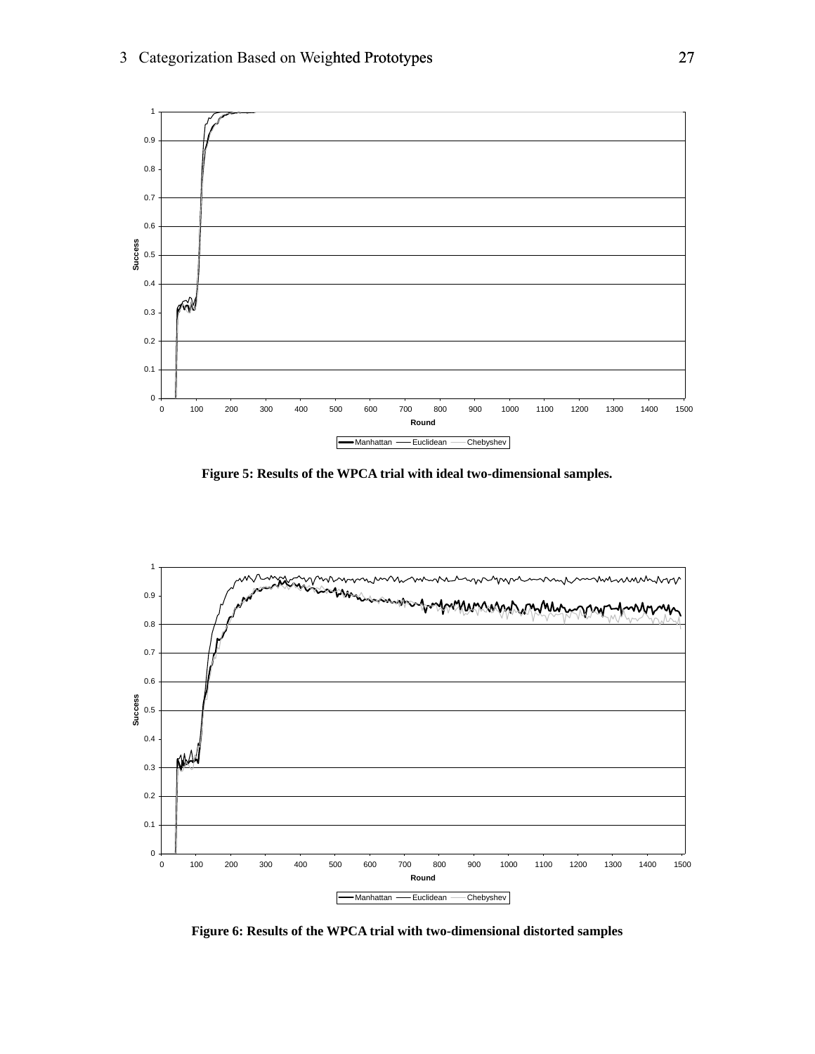**Figure 5: Results of the WPCA trial with ideal two-dimensional samples.**

**Figure 6: Results of the WPCA trial with two-dimensional distorted samples**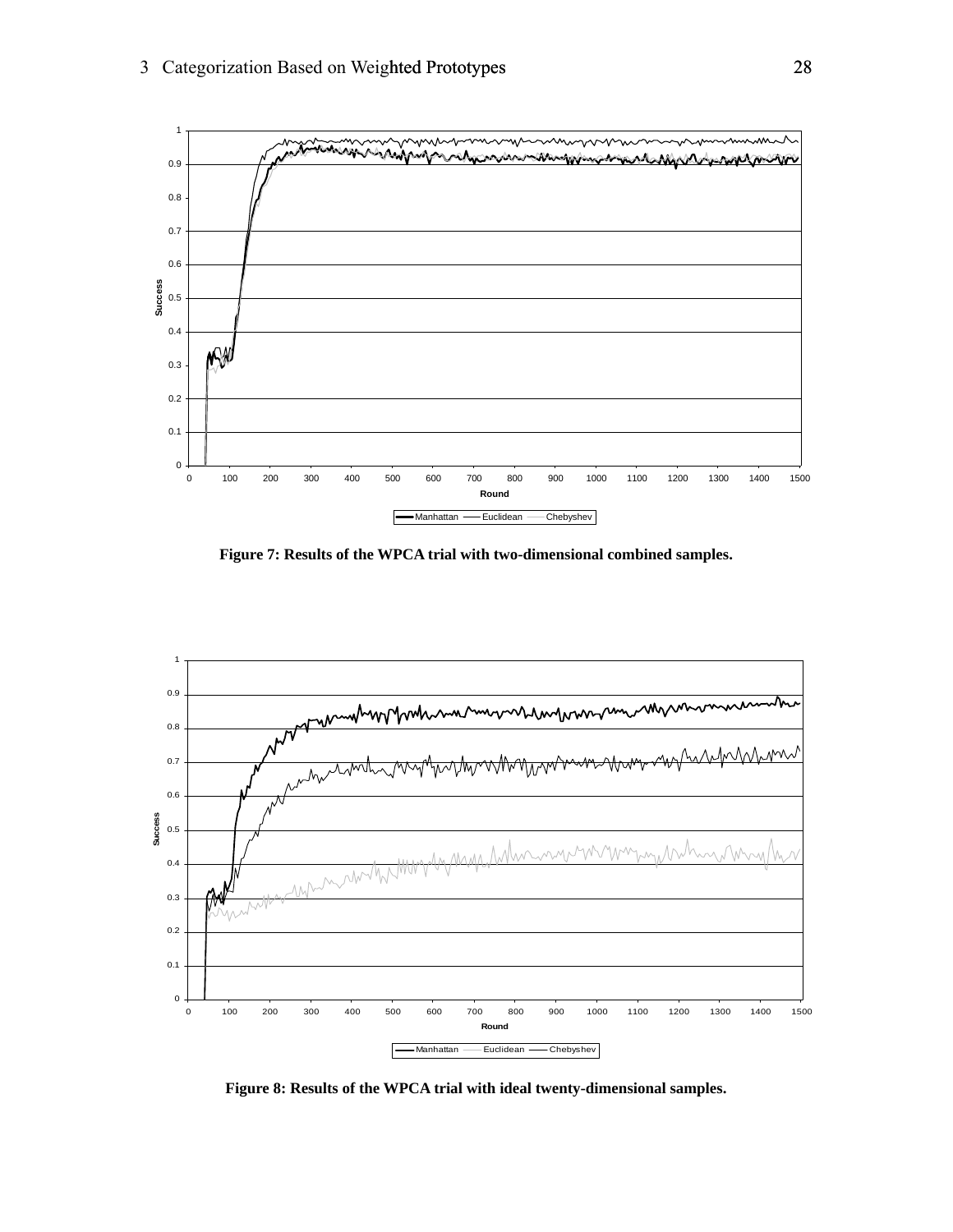**Figure 7: Results of the WPCA trial with two-dimensional combined samples.**

**Figure 8: Results of the WPCA trial with ideal twenty-dimensional samples.**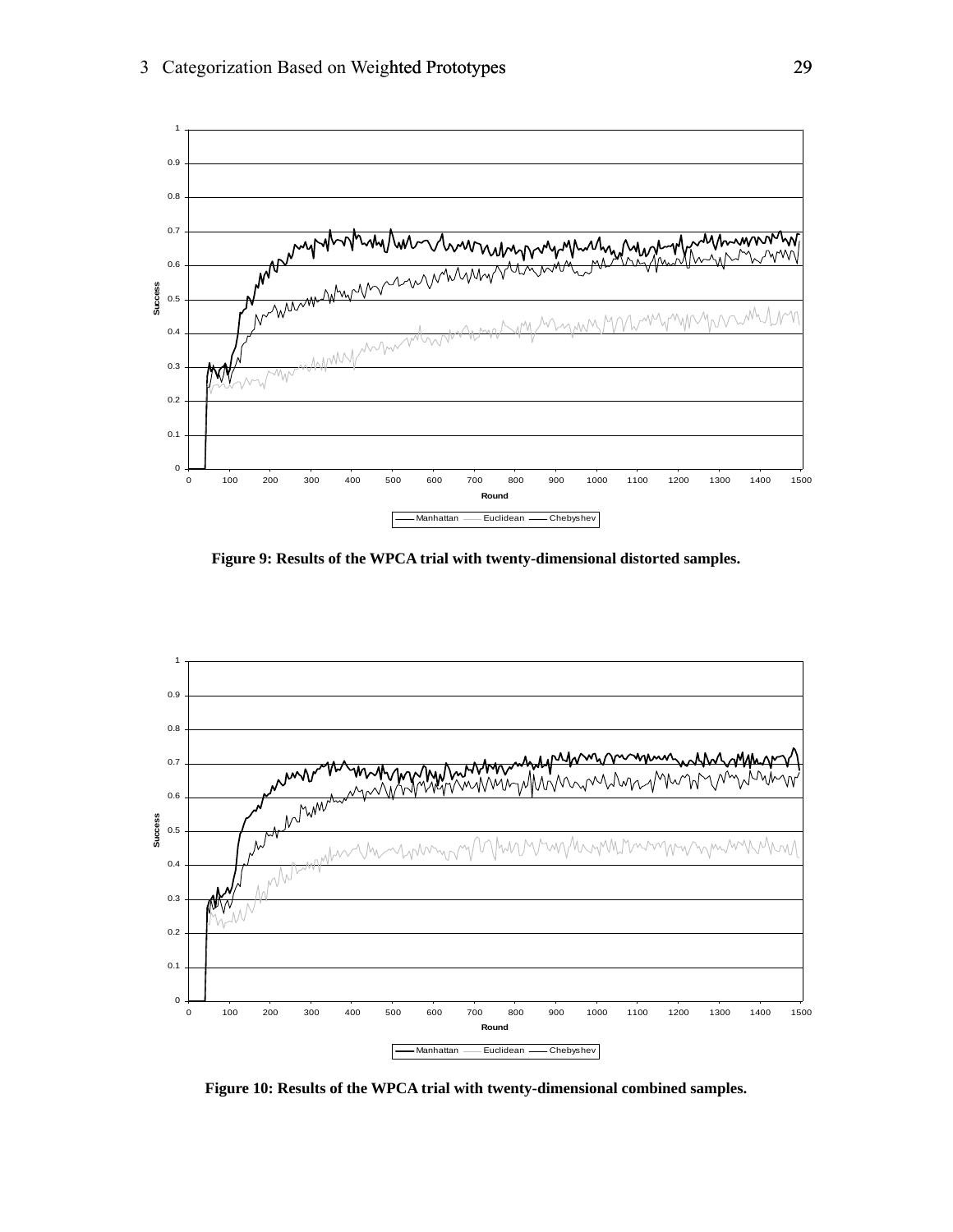**Figure 9: Results of the WPCA trial with twenty-dimensional distorted samples.**

**Figure 10: Results of the WPCA trial with twenty-dimensional combined samples.**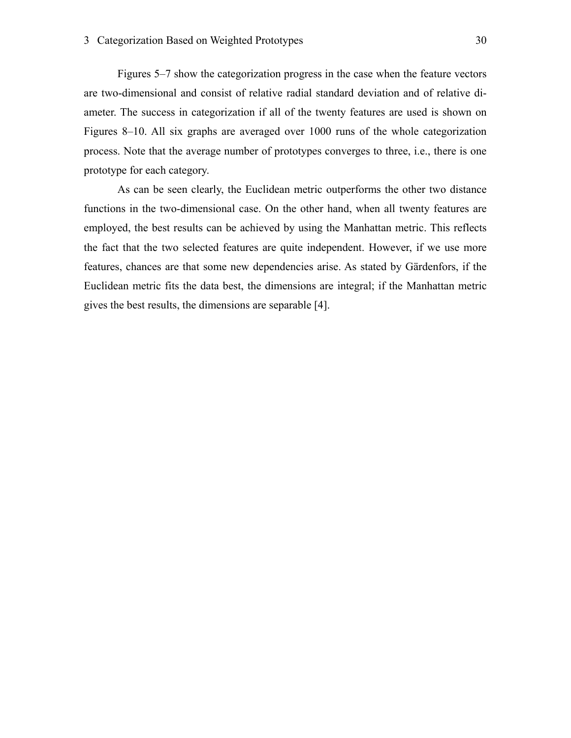Figures 5–7 show the categorization progress in the case when the feature vectors are two-dimensional and consist of relative radial standard deviation and of relative diameter. The success in categorization if all of the twenty features are used is shown on Figures 8–10. All six graphs are averaged over 1000 runs of the whole categorization process. Note that the average number of prototypes converges to three, i.e., there is one prototype for each category.

As can be seen clearly, the Euclidean metric outperforms the other two distance functions in the two-dimensional case. On the other hand, when all twenty features are employed, the best results can be achieved by using the Manhattan metric. This reflects the fact that the two selected features are quite independent. However, if we use more features, chances are that some new dependencies arise. As stated by Gärdenfors, if the Euclidean metric fits the data best, the dimensions are integral; if the Manhattan metric gives the best results, the dimensions are separable [4].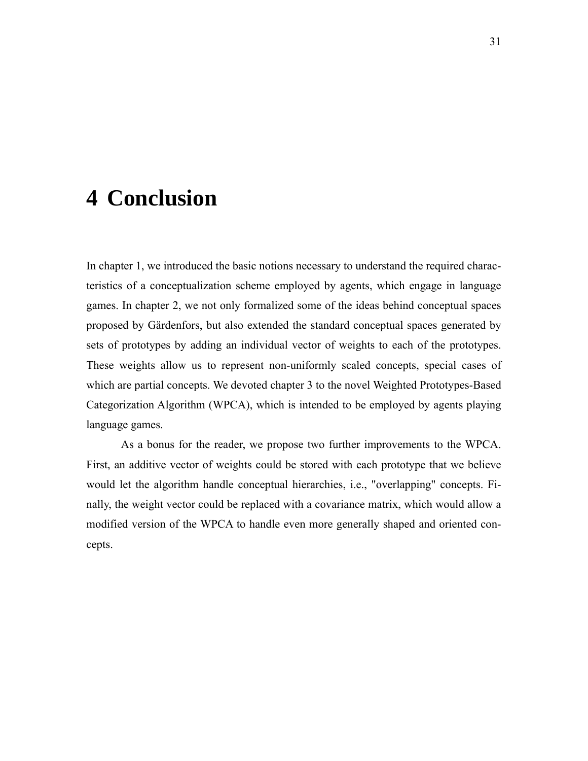# 4 Conclusion

In chapter 1, we introduced the basic notions necessary to understand the required characteristics of a conceptualization scheme employed by agents, which engage in language games. In chapter 2, we not only formalized some of the ideas behind conceptual spaces proposed by Gärdenfors, but also extended the standard conceptual spaces generated by sets of prototypes by adding an individual vector of weights to each of the prototypes. These weights allow us to represent non-uniformly scaled concepts, special cases of which are partial concepts. We devoted chapter 3 to the novel Weighted Prototypes-Based Categorization Algorithm (WPCA), which is intended to be employed by agents playing language games.

As a bonus for the reader, we propose two further improvements to the WPCA. First, an additive vector of weights could be stored with each prototype that we believe would let the algorithm handle conceptual hierarchies, i.e., "overlapping" concepts. Finally, the weight vector could be replaced with a covariance matrix, which would allow a modified version of the WPCA to handle even more generally shaped and oriented concepts.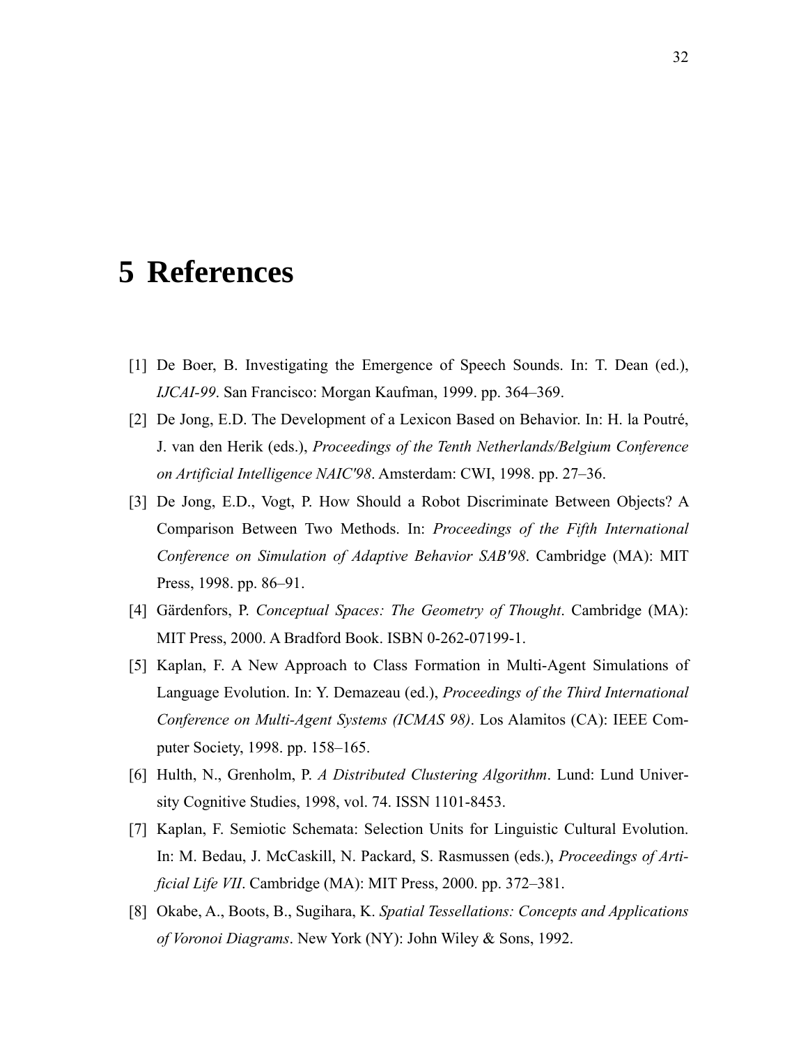# 5 References

[1] De Boer, B. Investigating the Emergence of Speech Sounds. In: T. Dean (ed.), *IJCAI-99*. San Francisco: Morgan Kaufman, 1999. pp. 364–369.

[2] De Jong, E.D. The Development of a Lexicon Based on Behavior. In: H. la Poutré, J. van den Herik (eds.), *Proceedings of the Tenth Netherlands/Belgium Conference on Artificial Intelligence NAIC'98*. Amsterdam: CWI, 1998. pp. 27–36.

[3] De Jong, E.D., Vogt, P. How Should a Robot Discriminate Between Objects? A Comparison Between Two Methods. In: *Proceedings of the Fifth International Conference on Simulation of Adaptive Behavior SAB'98*. Cambridge (MA): MIT Press, 1998. pp. 86–91.

[4] Gärdenfors, P. *Conceptual Spaces: The Geometry of Thought*. Cambridge (MA): MIT Press, 2000. A Bradford Book. ISBN 0-262-07199-1.

[5] Kaplan, F. A New Approach to Class Formation in Multi-Agent Simulations of Language Evolution. In: Y. Demazeau (ed.), *Proceedings of the Third International Conference on Multi-Agent Systems (ICMAS 98)*. Los Alamitos (CA): IEEE Computer Society, 1998. pp. 158–165.

[6] Hulth, N., Grenholm, P. *A Distributed Clustering Algorithm*. Lund: Lund University Cognitive Studies, 1998, vol. 74. ISSN 1101-8453.

[7] Kaplan, F. Semiotic Schemata: Selection Units for Linguistic Cultural Evolution. In: M. Bedau, J. McCaskill, N. Packard, S. Rasmussen (eds.), *Proceedings of Artificial Life VII*. Cambridge (MA): MIT Press, 2000. pp. 372–381.

[8] Okabe, A., Boots, B., Sugihara, K. *Spatial Tessellations: Concepts and Applications of Voronoi Diagrams*. New York (NY): John Wiley & Sons, 1992.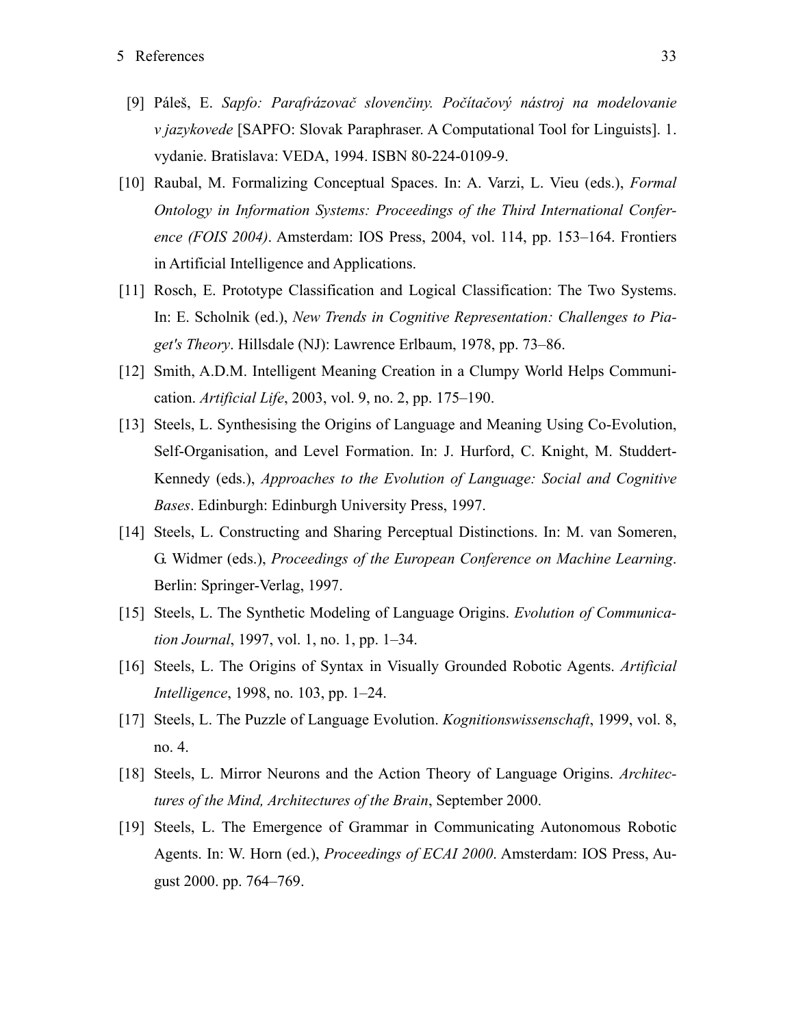[9] Páleš, E. *Sapfo: Parafrázovač slovenčiny. Počítačový nástroj na modelovanie v jazykovede* [SAPFO: Slovak Paraphraser. A Computational Tool for Linguists]. 1. vydanie. Bratislava: VEDA, 1994. ISBN 80-224-0109-9.

[10] Raubal, M. Formalizing Conceptual Spaces. In: A. Varzi, L. Vieu (eds.), *Formal Ontology in Information Systems: Proceedings of the Third International Conference (FOIS 2004)*. Amsterdam: IOS Press, 2004, vol. 114, pp. 153–164. Frontiers in Artificial Intelligence and Applications.

[11] Rosch, E. Prototype Classification and Logical Classification: The Two Systems. In: E. Scholnik (ed.), *New Trends in Cognitive Representation: Challenges to Piaget's Theory*. Hillsdale (NJ): Lawrence Erlbaum, 1978, pp. 73–86.

[12] Smith, A.D.M. Intelligent Meaning Creation in a Clumpy World Helps Communication. *Artificial Life*, 2003, vol. 9, no. 2, pp. 175–190.

[13] Steels, L. Synthesising the Origins of Language and Meaning Using Co-Evolution, Self-Organisation, and Level Formation. In: J. Hurford, C. Knight, M. Studdert-Kennedy (eds.), *Approaches to the Evolution of Language: Social and Cognitive Bases*. Edinburgh: Edinburgh University Press, 1997.

[14] Steels, L. Constructing and Sharing Perceptual Distinctions. In: M. van Someren, G. Widmer (eds.), *Proceedings of the European Conference on Machine Learning*. Berlin: Springer-Verlag, 1997.

[15] Steels, L. The Synthetic Modeling of Language Origins. *Evolution of Communication Journal*, 1997, vol. 1, no. 1, pp. 1–34.

[16] Steels, L. The Origins of Syntax in Visually Grounded Robotic Agents. *Artificial Intelligence*, 1998, no. 103, pp. 1–24.

[17] Steels, L. The Puzzle of Language Evolution. *Kognitionswissenschaft*, 1999, vol. 8, no. 4.

[18] Steels, L. Mirror Neurons and the Action Theory of Language Origins. *Architectures of the Mind, Architectures of the Brain*, September 2000.

[19] Steels, L. The Emergence of Grammar in Communicating Autonomous Robotic Agents. In: W. Horn (ed.), *Proceedings of ECAI 2000*. Amsterdam: IOS Press, August 2000. pp. 764–769.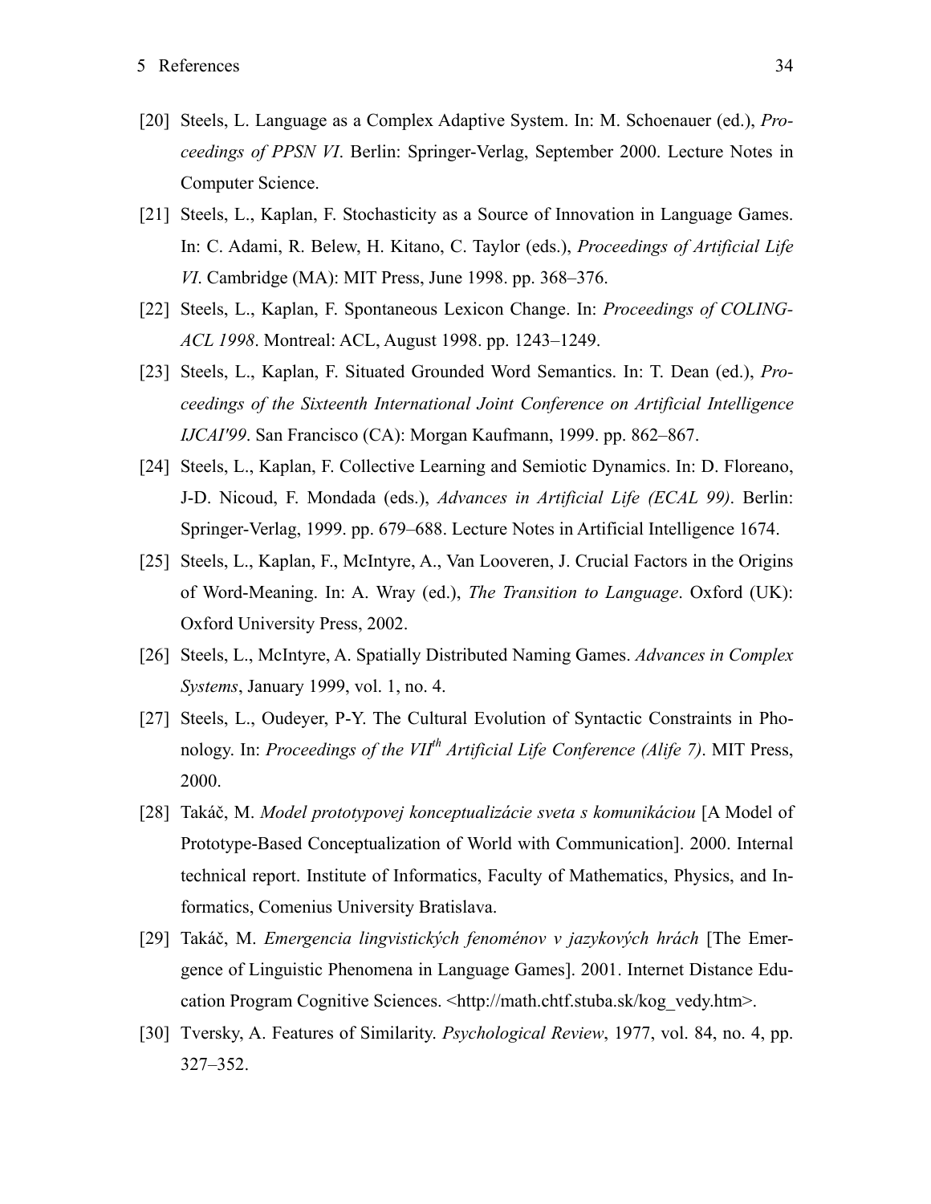[20] Steels, L. Language as a Complex Adaptive System. In: M. Schoenauer (ed.), *Proceedings of PPSN VI*. Berlin: Springer-Verlag, September 2000. Lecture Notes in Computer Science.

[21] Steels, L., Kaplan, F. Stochasticity as a Source of Innovation in Language Games. In: C. Adami, R. Belew, H. Kitano, C. Taylor (eds.), *Proceedings of Artificial Life VI*. Cambridge (MA): MIT Press, June 1998. pp. 368–376.

[22] Steels, L., Kaplan, F. Spontaneous Lexicon Change. In: *Proceedings of COLING-ACL 1998*. Montreal: ACL, August 1998. pp. 1243–1249.

[23] Steels, L., Kaplan, F. Situated Grounded Word Semantics. In: T. Dean (ed.), *Proceedings of the Sixteenth International Joint Conference on Artificial Intelligence IJCAI'99*. San Francisco (CA): Morgan Kaufmann, 1999. pp. 862–867.

[24] Steels, L., Kaplan, F. Collective Learning and Semiotic Dynamics. In: D. Floreano, J-D. Nicoud, F. Mondada (eds.), *Advances in Artificial Life (ECAL 99)*. Berlin: Springer-Verlag, 1999. pp. 679–688. Lecture Notes in Artificial Intelligence 1674.

[25] Steels, L., Kaplan, F., McIntyre, A., Van Looveren, J. Crucial Factors in the Origins of Word-Meaning. In: A. Wray (ed.), *The Transition to Language*. Oxford (UK): Oxford University Press, 2002.

[26] Steels, L., McIntyre, A. Spatially Distributed Naming Games. *Advances in Complex Systems*, January 1999, vol. 1, no. 4.

[27] Steels, L., Oudeyer, P-Y. The Cultural Evolution of Syntactic Constraints in Phonology. In: *Proceedings of the VII$^{th}$ Artificial Life Conference (Alife 7)*. MIT Press, 2000.

[28] Takáč, M. *Model prototypovej konceptualizácie sveta s komunikáciou* [A Model of Prototype-Based Conceptualization of World with Communication]. 2000. Internal technical report. Institute of Informatics, Faculty of Mathematics, Physics, and Informatics, Comenius University Bratislava.

[29] Takáč, M. *Emergencia lingvistických fenoménov v jazykových hrách* [The Emergence of Linguistic Phenomena in Language Games]. 2001. Internet Distance Education Program Cognitive Sciences. <http://math.chtf.stuba.sk/kog_vedy.htm>.

[30] Tversky, A. Features of Similarity. *Psychological Review*, 1977, vol. 84, no. 4, pp. 327–352.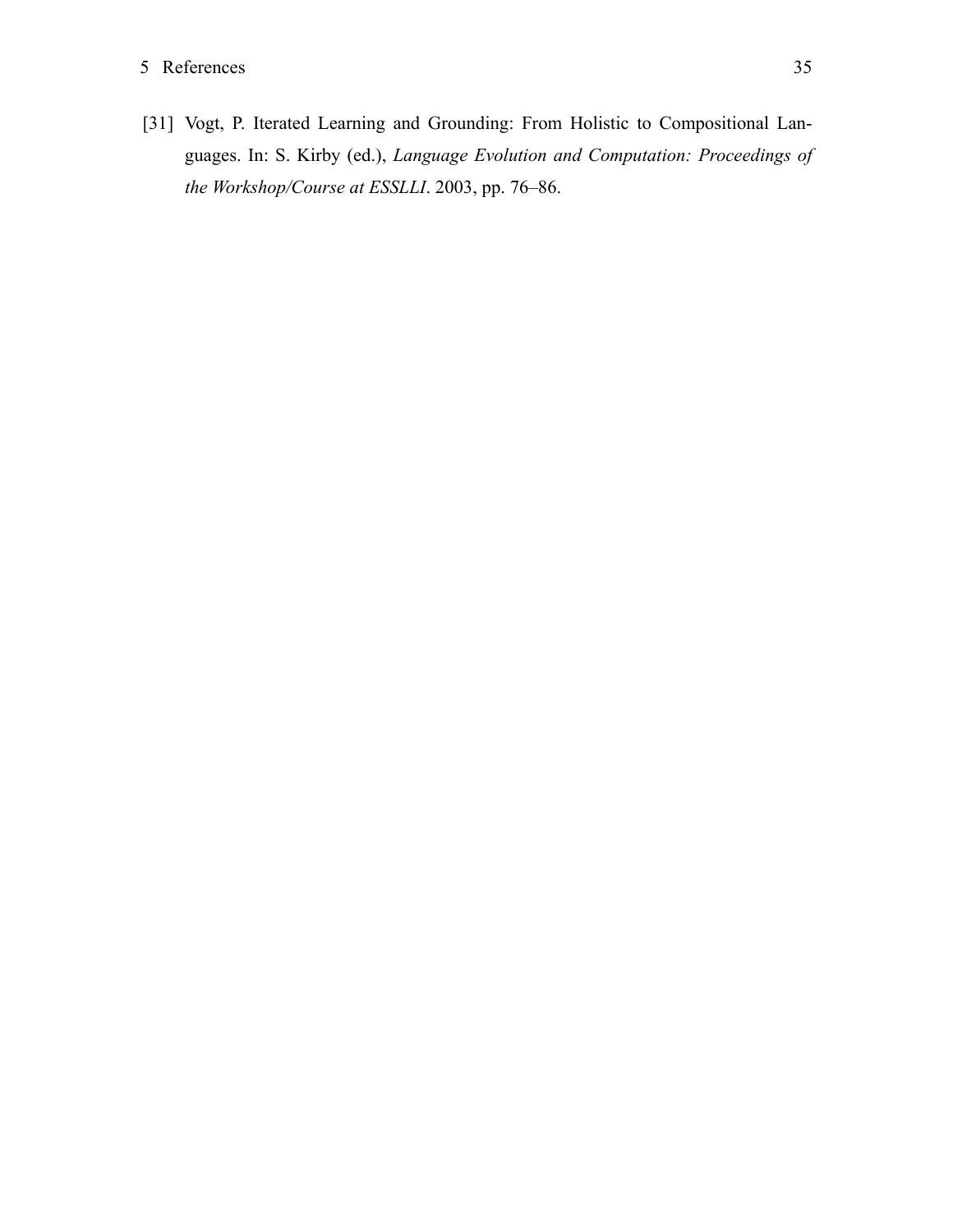[31] Vogt, P. Iterated Learning and Grounding: From Holistic to Compositional Languages. In: S. Kirby (ed.), *Language Evolution and Computation: Proceedings of the Workshop/Course at ESSLLI*. 2003, pp. 76–86.